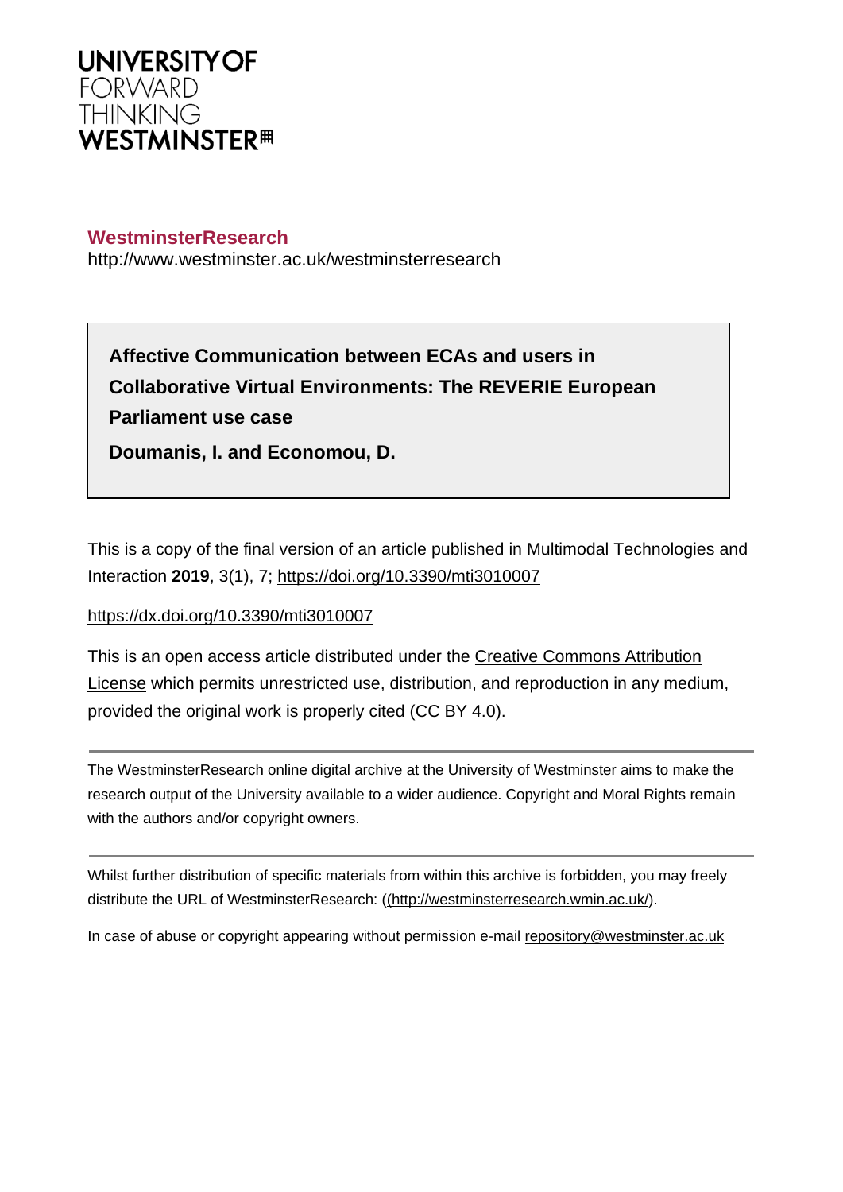**UNIVERSITY OF FORWARD THINKING WESTMINSTER**

**WestminsterResearch**

http://www.westminster.ac.uk/westminsterresearch

**Affective Communication between ECAs and users in Collaborative Virtual Environments: The REVERIE European Parliament use case**

**Doumanis, I. and Economou, D.**

This is a copy of the final version of an article published in Multimodal Technologies and Interaction **2019**, 3(1), 7; https://doi.org/10.3390/mti3010007

https://dx.doi.org/10.3390/mti3010007

This is an open access article distributed under the Creative Commons Attribution License which permits unrestricted use, distribution, and reproduction in any medium, provided the original work is properly cited (CC BY 4.0).

---

The WestminsterResearch online digital archive at the University of Westminster aims to make the research output of the University available to a wider audience. Copyright and Moral Rights remain with the authors and/or copyright owners.

---

Whilst further distribution of specific materials from within this archive is forbidden, you may freely distribute the URL of WestminsterResearch: ((http://westminsterresearch.wmin.ac.uk/).

In case of abuse or copyright appearing without permission e-mail repository@westminster.ac.uk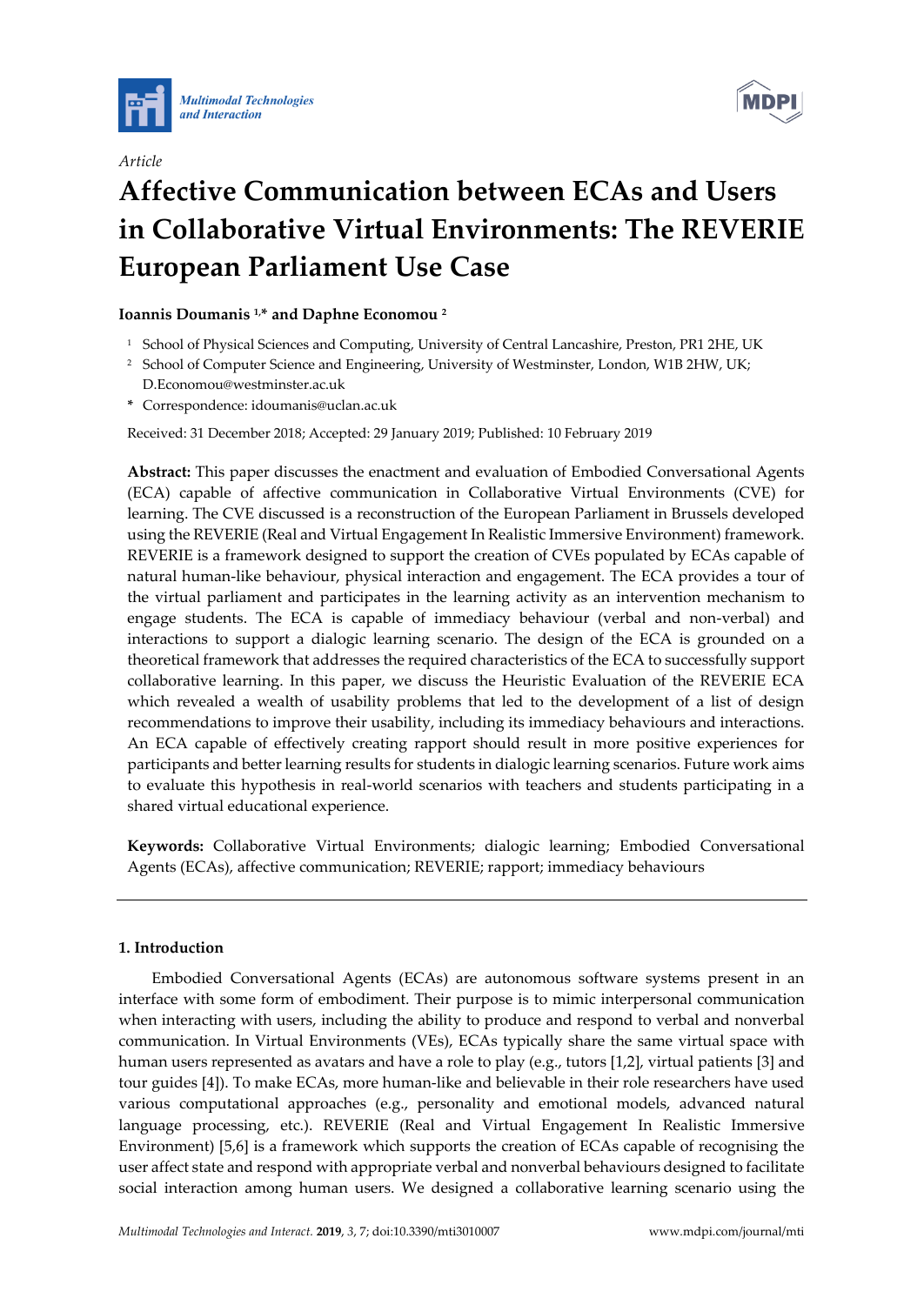Article

# Affective Communication between ECAs and Users in Collaborative Virtual Environments: The REVERIE European Parliament Use Case

**Ioannis Doumanis [1,*] and Daphne Economou [2]**

[1] School of Physical Sciences and Computing, University of Central Lancashire, Preston, PR1 2HE, UK
[2] School of Computer Science and Engineering, University of Westminster, London, W1B 2HW, UK; D.Economou@westminster.ac.uk
\* Correspondence: idoumanis@uclan.ac.uk

Received: 31 December 2018; Accepted: 29 January 2019; Published: 10 February 2019

**Abstract:** This paper discusses the enactment and evaluation of Embodied Conversational Agents (ECA) capable of affective communication in Collaborative Virtual Environments (CVE) for learning. The CVE discussed is a reconstruction of the European Parliament in Brussels developed using the REVERIE (Real and Virtual Engagement In Realistic Immersive Environment) framework. REVERIE is a framework designed to support the creation of CVEs populated by ECAs capable of natural human-like behaviour, physical interaction and engagement. The ECA provides a tour of the virtual parliament and participates in the learning activity as an intervention mechanism to engage students. The ECA is capable of immediacy behaviour (verbal and non-verbal) and interactions to support a dialogic learning scenario. The design of the ECA is grounded on a theoretical framework that addresses the required characteristics of the ECA to successfully support collaborative learning. In this paper, we discuss the Heuristic Evaluation of the REVERIE ECA which revealed a wealth of usability problems that led to the development of a list of design recommendations to improve their usability, including its immediacy behaviours and interactions. An ECA capable of effectively creating rapport should result in more positive experiences for participants and better learning results for students in dialogic learning scenarios. Future work aims to evaluate this hypothesis in real-world scenarios with teachers and students participating in a shared virtual educational experience.

**Keywords:** Collaborative Virtual Environments; dialogic learning; Embodied Conversational Agents (ECAs), affective communication; REVERIE; rapport; immediacy behaviours

## 1. Introduction

Embodied Conversational Agents (ECAs) are autonomous software systems present in an interface with some form of embodiment. Their purpose is to mimic interpersonal communication when interacting with users, including the ability to produce and respond to verbal and nonverbal communication. In Virtual Environments (VEs), ECAs typically share the same virtual space with human users represented as avatars and have a role to play (e.g., tutors [1,2], virtual patients [3] and tour guides [4]). To make ECAs, more human-like and believable in their role researchers have used various computational approaches (e.g., personality and emotional models, advanced natural language processing, etc.). REVERIE (Real and Virtual Engagement In Realistic Immersive Environment) [5,6] is a framework which supports the creation of ECAs capable of recognising the user affect state and respond with appropriate verbal and nonverbal behaviours designed to facilitate social interaction among human users. We designed a collaborative learning scenario using the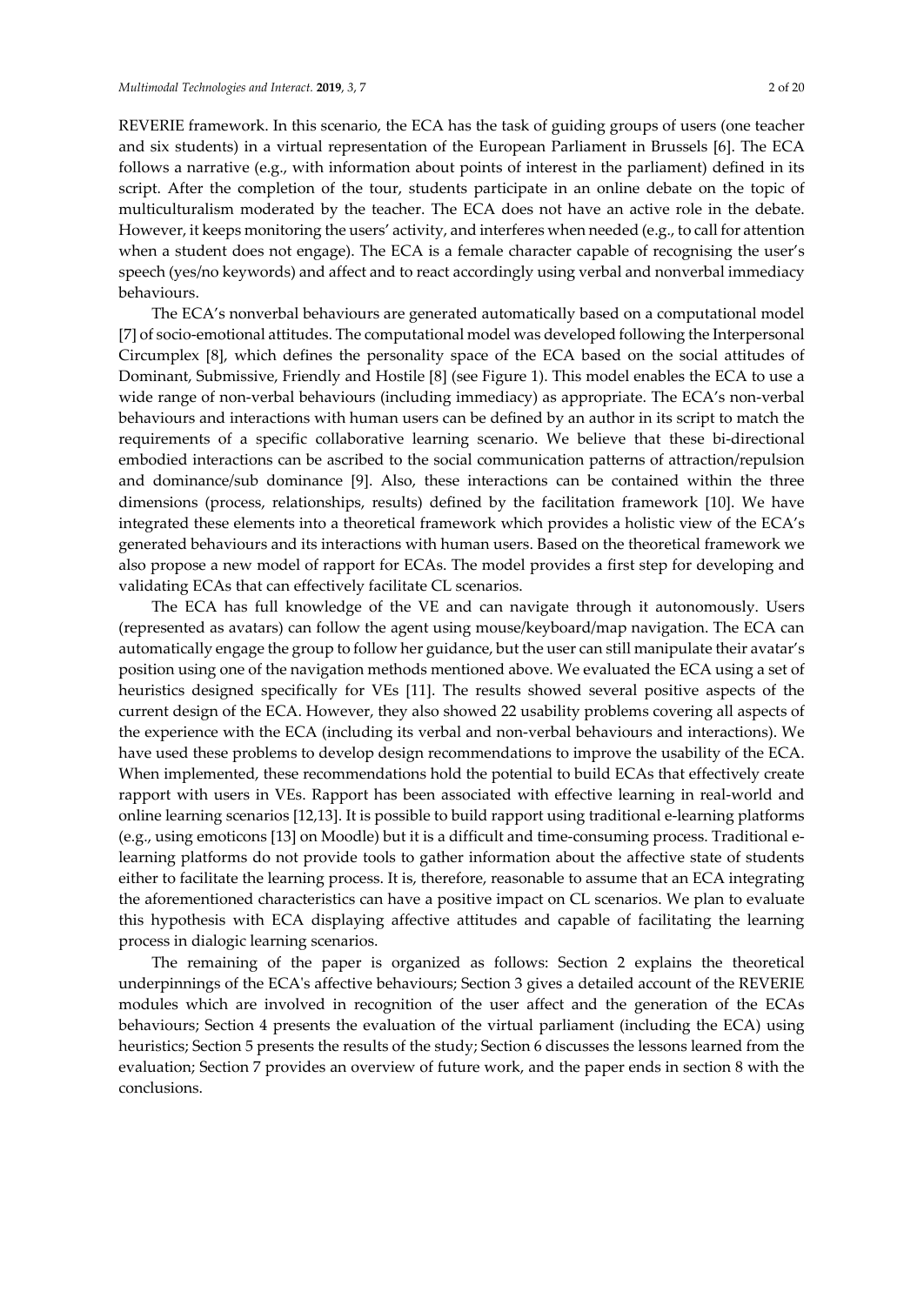REVERIE framework. In this scenario, the ECA has the task of guiding groups of users (one teacher and six students) in a virtual representation of the European Parliament in Brussels [6]. The ECA follows a narrative (e.g., with information about points of interest in the parliament) defined in its script. After the completion of the tour, students participate in an online debate on the topic of multiculturalism moderated by the teacher. The ECA does not have an active role in the debate. However, it keeps monitoring the users' activity, and interferes when needed (e.g., to call for attention when a student does not engage). The ECA is a female character capable of recognising the user's speech (yes/no keywords) and affect and to react accordingly using verbal and nonverbal immediacy behaviours.

The ECA's nonverbal behaviours are generated automatically based on a computational model [7] of socio-emotional attitudes. The computational model was developed following the Interpersonal Circumplex [8], which defines the personality space of the ECA based on the social attitudes of Dominant, Submissive, Friendly and Hostile [8] (see Figure 1). This model enables the ECA to use a wide range of non-verbal behaviours (including immediacy) as appropriate. The ECA's non-verbal behaviours and interactions with human users can be defined by an author in its script to match the requirements of a specific collaborative learning scenario. We believe that these bi-directional embodied interactions can be ascribed to the social communication patterns of attraction/repulsion and dominance/sub dominance [9]. Also, these interactions can be contained within the three dimensions (process, relationships, results) defined by the facilitation framework [10]. We have integrated these elements into a theoretical framework which provides a holistic view of the ECA's generated behaviours and its interactions with human users. Based on the theoretical framework we also propose a new model of rapport for ECAs. The model provides a first step for developing and validating ECAs that can effectively facilitate CL scenarios.

The ECA has full knowledge of the VE and can navigate through it autonomously. Users (represented as avatars) can follow the agent using mouse/keyboard/map navigation. The ECA can automatically engage the group to follow her guidance, but the user can still manipulate their avatar's position using one of the navigation methods mentioned above. We evaluated the ECA using a set of heuristics designed specifically for VEs [11]. The results showed several positive aspects of the current design of the ECA. However, they also showed 22 usability problems covering all aspects of the experience with the ECA (including its verbal and non-verbal behaviours and interactions). We have used these problems to develop design recommendations to improve the usability of the ECA. When implemented, these recommendations hold the potential to build ECAs that effectively create rapport with users in VEs. Rapport has been associated with effective learning in real-world and online learning scenarios [12,13]. It is possible to build rapport using traditional e-learning platforms (e.g., using emoticons [13] on Moodle) but it is a difficult and time-consuming process. Traditional e-learning platforms do not provide tools to gather information about the affective state of students either to facilitate the learning process. It is, therefore, reasonable to assume that an ECA integrating the aforementioned characteristics can have a positive impact on CL scenarios. We plan to evaluate this hypothesis with ECA displaying affective attitudes and capable of facilitating the learning process in dialogic learning scenarios.

The remaining of the paper is organized as follows: Section 2 explains the theoretical underpinnings of the ECA's affective behaviours; Section 3 gives a detailed account of the REVERIE modules which are involved in recognition of the user affect and the generation of the ECAs behaviours; Section 4 presents the evaluation of the virtual parliament (including the ECA) using heuristics; Section 5 presents the results of the study; Section 6 discusses the lessons learned from the evaluation; Section 7 provides an overview of future work, and the paper ends in section 8 with the conclusions.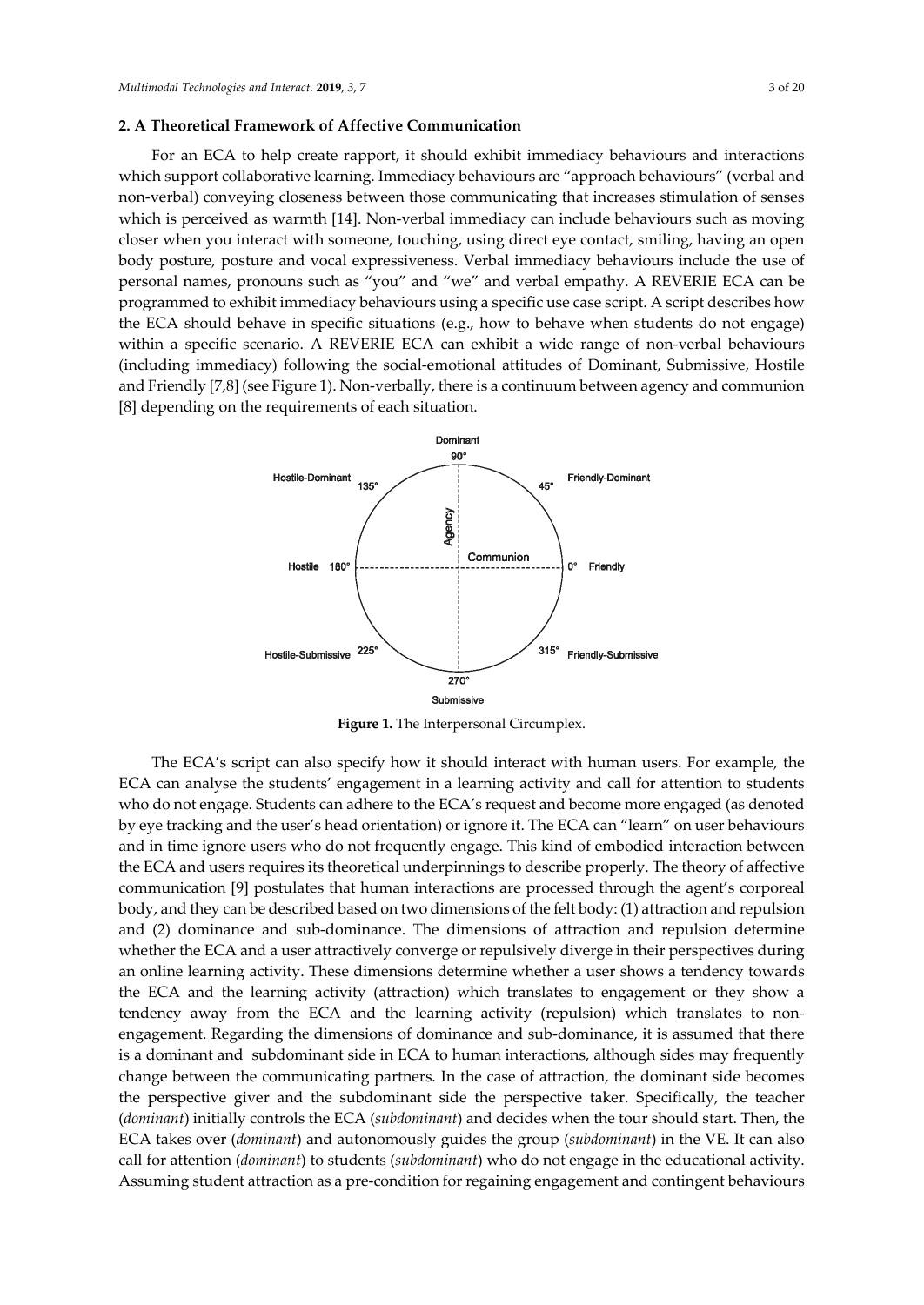## 2. A Theoretical Framework of Affective Communication

For an ECA to help create rapport, it should exhibit immediacy behaviours and interactions which support collaborative learning. Immediacy behaviours are "approach behaviours" (verbal and non-verbal) conveying closeness between those communicating that increases stimulation of senses which is perceived as warmth [14]. Non-verbal immediacy can include behaviours such as moving closer when you interact with someone, touching, using direct eye contact, smiling, having an open body posture, posture and vocal expressiveness. Verbal immediacy behaviours include the use of personal names, pronouns such as "you" and "we" and verbal empathy. A REVERIE ECA can be programmed to exhibit immediacy behaviours using a specific use case script. A script describes how the ECA should behave in specific situations (e.g., how to behave when students do not engage) within a specific scenario. A REVERIE ECA can exhibit a wide range of non-verbal behaviours (including immediacy) following the social-emotional attitudes of Dominant, Submissive, Hostile and Friendly [7,8] (see Figure 1). Non-verbally, there is a continuum between agency and communion [8] depending on the requirements of each situation.

**Figure 1.** The Interpersonal Circumplex.

The ECA's script can also specify how it should interact with human users. For example, the ECA can analyse the students' engagement in a learning activity and call for attention to students who do not engage. Students can adhere to the ECA's request and become more engaged (as denoted by eye tracking and the user's head orientation) or ignore it. The ECA can "learn" on user behaviours and in time ignore users who do not frequently engage. This kind of embodied interaction between the ECA and users requires its theoretical underpinnings to describe properly. The theory of affective communication [9] postulates that human interactions are processed through the agent's corporeal body, and they can be described based on two dimensions of the felt body: (1) attraction and repulsion and (2) dominance and sub-dominance. The dimensions of attraction and repulsion determine whether the ECA and a user attractively converge or repulsively diverge in their perspectives during an online learning activity. These dimensions determine whether a user shows a tendency towards the ECA and the learning activity (attraction) which translates to engagement or they show a tendency away from the ECA and the learning activity (repulsion) which translates to non-engagement. Regarding the dimensions of dominance and sub-dominance, it is assumed that there is a dominant and subdominant side in ECA to human interactions, although sides may frequently change between the communicating partners. In the case of attraction, the dominant side becomes the perspective giver and the subdominant side the perspective taker. Specifically, the teacher (*dominant*) initially controls the ECA (*subdominant*) and decides when the tour should start. Then, the ECA takes over (*dominant*) and autonomously guides the group (*subdominant*) in the VE. It can also call for attention (*dominant*) to students (*subdominant*) who do not engage in the educational activity. Assuming student attraction as a pre-condition for regaining engagement and contingent behaviours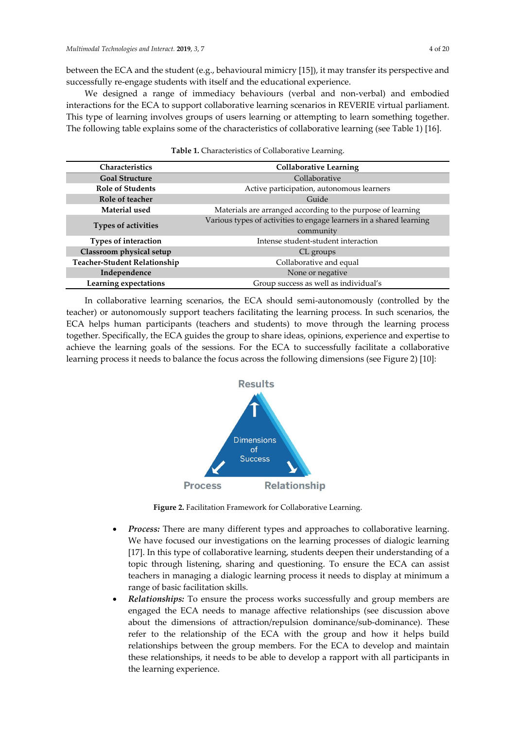between the ECA and the student (e.g., behavioural mimicry [15]), it may transfer its perspective and successfully re-engage students with itself and the educational experience.

We designed a range of immediacy behaviours (verbal and non-verbal) and embodied interactions for the ECA to support collaborative learning scenarios in REVERIE virtual parliament. This type of learning involves groups of users learning or attempting to learn something together. The following table explains some of the characteristics of collaborative learning (see Table 1) [16].

**Table 1.** Characteristics of Collaborative Learning.

| Characteristics | Collaborative Learning |
|---|---|
| **Goal Structure** | Collaborative |
| **Role of Students** | Active participation, autonomous learners |
| **Role of teacher** | Guide |
| **Material used** | Materials are arranged according to the purpose of learning |
| **Types of activities** | Various types of activities to engage learners in a shared learning community |
| **Types of interaction** | Intense student-student interaction |
| **Classroom physical setup** | CL groups |
| **Teacher-Student Relationship** | Collaborative and equal |
| **Independence** | None or negative |
| **Learning expectations** | Group success as well as individual's |

In collaborative learning scenarios, the ECA should semi-autonomously (controlled by the teacher) or autonomously support teachers facilitating the learning process. In such scenarios, the ECA helps human participants (teachers and students) to move through the learning process together. Specifically, the ECA guides the group to share ideas, opinions, experience and expertise to achieve the learning goals of the sessions. For the ECA to successfully facilitate a collaborative learning process it needs to balance the focus across the following dimensions (see Figure 2) [10]:

**Figure 2.** Facilitation Framework for Collaborative Learning.

- ***Process:*** There are many different types and approaches to collaborative learning. We have focused our investigations on the learning processes of dialogic learning [17]. In this type of collaborative learning, students deepen their understanding of a topic through listening, sharing and questioning. To ensure the ECA can assist teachers in managing a dialogic learning process it needs to display at minimum a range of basic facilitation skills.
- ***Relationships:*** To ensure the process works successfully and group members are engaged the ECA needs to manage affective relationships (see discussion above about the dimensions of attraction/repulsion dominance/sub-dominance). These refer to the relationship of the ECA with the group and how it helps build relationships between the group members. For the ECA to develop and maintain these relationships, it needs to be able to develop a rapport with all participants in the learning experience.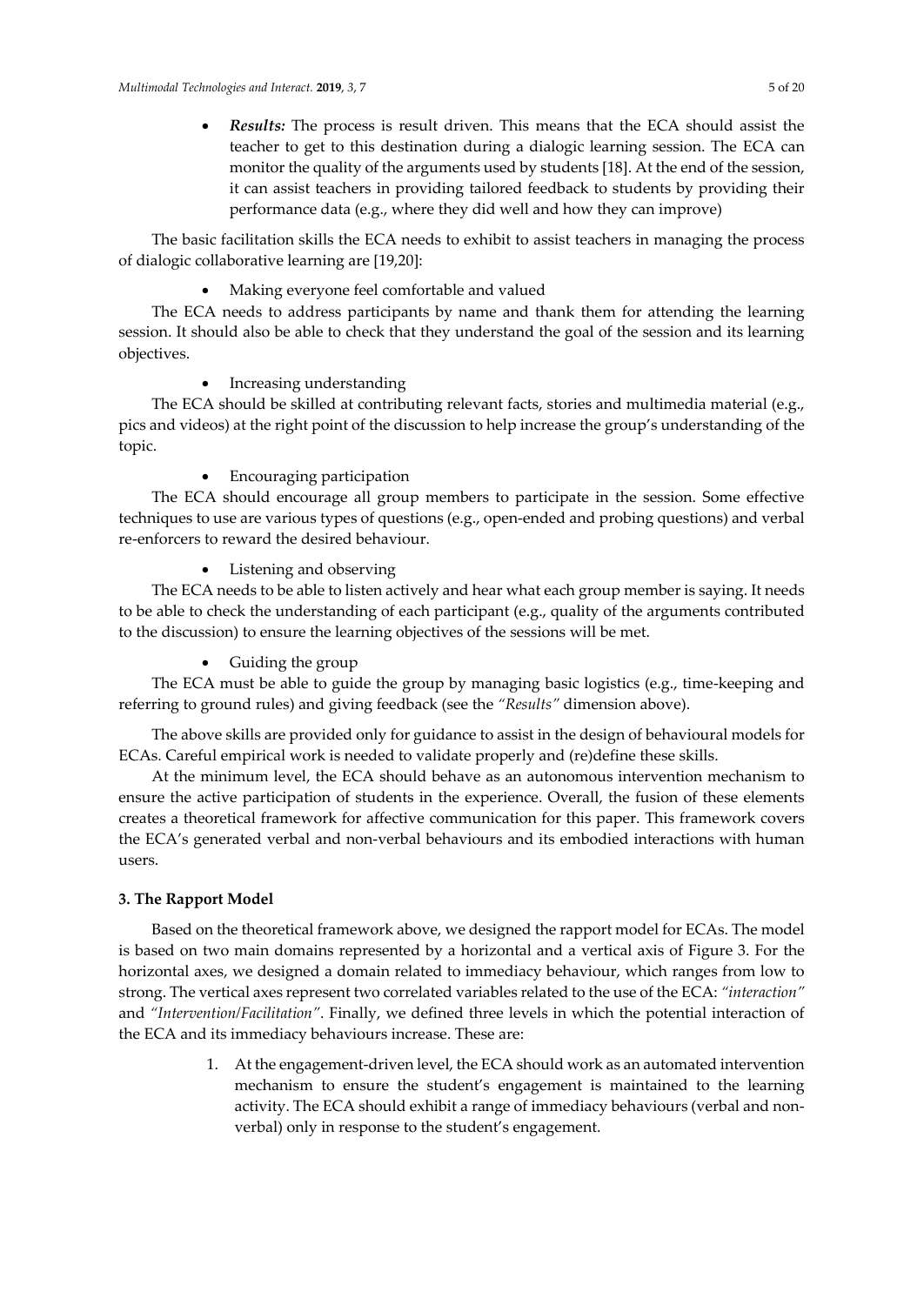- ***Results:*** The process is result driven. This means that the ECA should assist the teacher to get to this destination during a dialogic learning session. The ECA can monitor the quality of the arguments used by students [18]. At the end of the session, it can assist teachers in providing tailored feedback to students by providing their performance data (e.g., where they did well and how they can improve)

The basic facilitation skills the ECA needs to exhibit to assist teachers in managing the process of dialogic collaborative learning are [19,20]:

- Making everyone feel comfortable and valued

The ECA needs to address participants by name and thank them for attending the learning session. It should also be able to check that they understand the goal of the session and its learning objectives.

- Increasing understanding

The ECA should be skilled at contributing relevant facts, stories and multimedia material (e.g., pics and videos) at the right point of the discussion to help increase the group's understanding of the topic.

- Encouraging participation

The ECA should encourage all group members to participate in the session. Some effective techniques to use are various types of questions (e.g., open-ended and probing questions) and verbal re-enforcers to reward the desired behaviour.

- Listening and observing

The ECA needs to be able to listen actively and hear what each group member is saying. It needs to be able to check the understanding of each participant (e.g., quality of the arguments contributed to the discussion) to ensure the learning objectives of the sessions will be met.

- Guiding the group

The ECA must be able to guide the group by managing basic logistics (e.g., time-keeping and referring to ground rules) and giving feedback (see the *"Results"* dimension above).

The above skills are provided only for guidance to assist in the design of behavioural models for ECAs. Careful empirical work is needed to validate properly and (re)define these skills.

At the minimum level, the ECA should behave as an autonomous intervention mechanism to ensure the active participation of students in the experience. Overall, the fusion of these elements creates a theoretical framework for affective communication for this paper. This framework covers the ECA's generated verbal and non-verbal behaviours and its embodied interactions with human users.

## 3. The Rapport Model

Based on the theoretical framework above, we designed the rapport model for ECAs. The model is based on two main domains represented by a horizontal and a vertical axis of Figure 3. For the horizontal axes, we designed a domain related to immediacy behaviour, which ranges from low to strong. The vertical axes represent two correlated variables related to the use of the ECA: *"interaction"* and *"Intervention/Facilitation"*. Finally, we defined three levels in which the potential interaction of the ECA and its immediacy behaviours increase. These are:

1. At the engagement-driven level, the ECA should work as an automated intervention mechanism to ensure the student's engagement is maintained to the learning activity. The ECA should exhibit a range of immediacy behaviours (verbal and non-verbal) only in response to the student's engagement.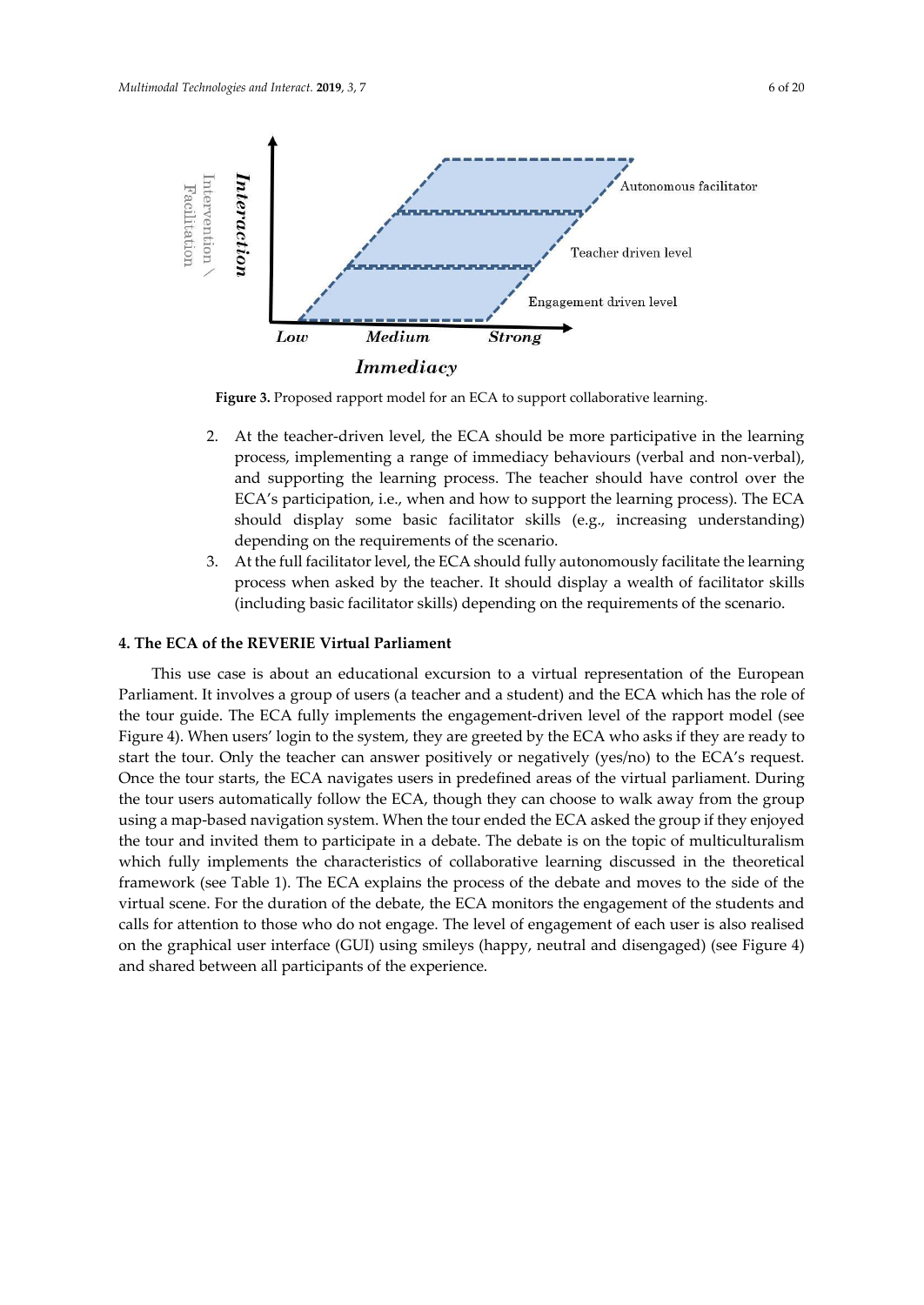Figure 3. Proposed rapport model for an ECA to support collaborative learning.

2. At the teacher-driven level, the ECA should be more participative in the learning process, implementing a range of immediacy behaviours (verbal and non-verbal), and supporting the learning process. The teacher should have control over the ECA's participation, i.e., when and how to support the learning process). The ECA should display some basic facilitator skills (e.g., increasing understanding) depending on the requirements of the scenario.
3. At the full facilitator level, the ECA should fully autonomously facilitate the learning process when asked by the teacher. It should display a wealth of facilitator skills (including basic facilitator skills) depending on the requirements of the scenario.

## 4. The ECA of the REVERIE Virtual Parliament

This use case is about an educational excursion to a virtual representation of the European Parliament. It involves a group of users (a teacher and a student) and the ECA which has the role of the tour guide. The ECA fully implements the engagement-driven level of the rapport model (see Figure 4). When users' login to the system, they are greeted by the ECA who asks if they are ready to start the tour. Only the teacher can answer positively or negatively (yes/no) to the ECA's request. Once the tour starts, the ECA navigates users in predefined areas of the virtual parliament. During the tour users automatically follow the ECA, though they can choose to walk away from the group using a map-based navigation system. When the tour ended the ECA asked the group if they enjoyed the tour and invited them to participate in a debate. The debate is on the topic of multiculturalism which fully implements the characteristics of collaborative learning discussed in the theoretical framework (see Table 1). The ECA explains the process of the debate and moves to the side of the virtual scene. For the duration of the debate, the ECA monitors the engagement of the students and calls for attention to those who do not engage. The level of engagement of each user is also realised on the graphical user interface (GUI) using smileys (happy, neutral and disengaged) (see Figure 4) and shared between all participants of the experience.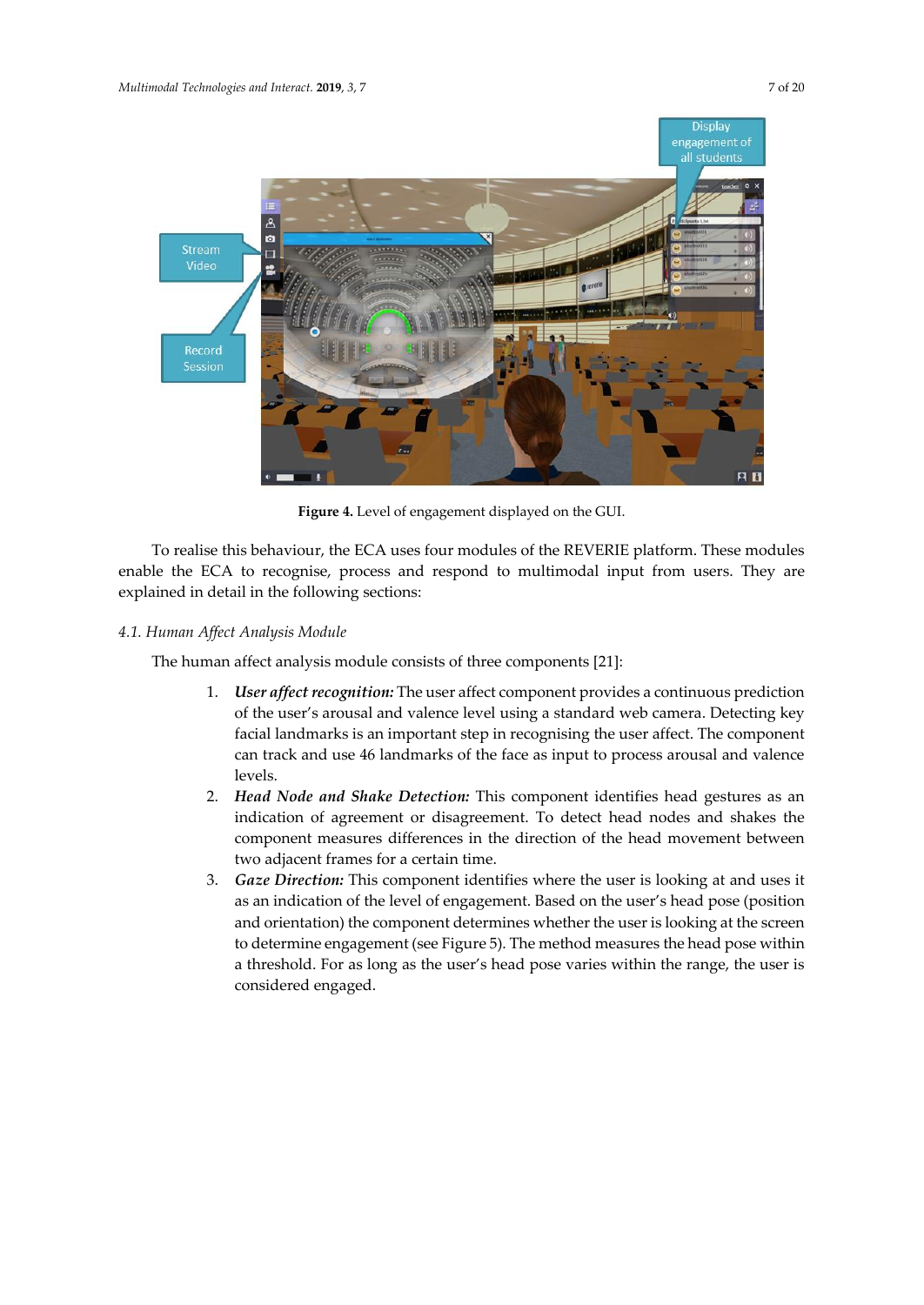Figure 4. Level of engagement displayed on the GUI.

To realise this behaviour, the ECA uses four modules of the REVERIE platform. These modules enable the ECA to recognise, process and respond to multimodal input from users. They are explained in detail in the following sections:

### 4.1. Human Affect Analysis Module

The human affect analysis module consists of three components [21]:

1. ***User affect recognition:*** The user affect component provides a continuous prediction of the user's arousal and valence level using a standard web camera. Detecting key facial landmarks is an important step in recognising the user affect. The component can track and use 46 landmarks of the face as input to process arousal and valence levels.
2. ***Head Node and Shake Detection:*** This component identifies head gestures as an indication of agreement or disagreement. To detect head nodes and shakes the component measures differences in the direction of the head movement between two adjacent frames for a certain time.
3. ***Gaze Direction:*** This component identifies where the user is looking at and uses it as an indication of the level of engagement. Based on the user's head pose (position and orientation) the component determines whether the user is looking at the screen to determine engagement (see Figure 5). The method measures the head pose within a threshold. For as long as the user's head pose varies within the range, the user is considered engaged.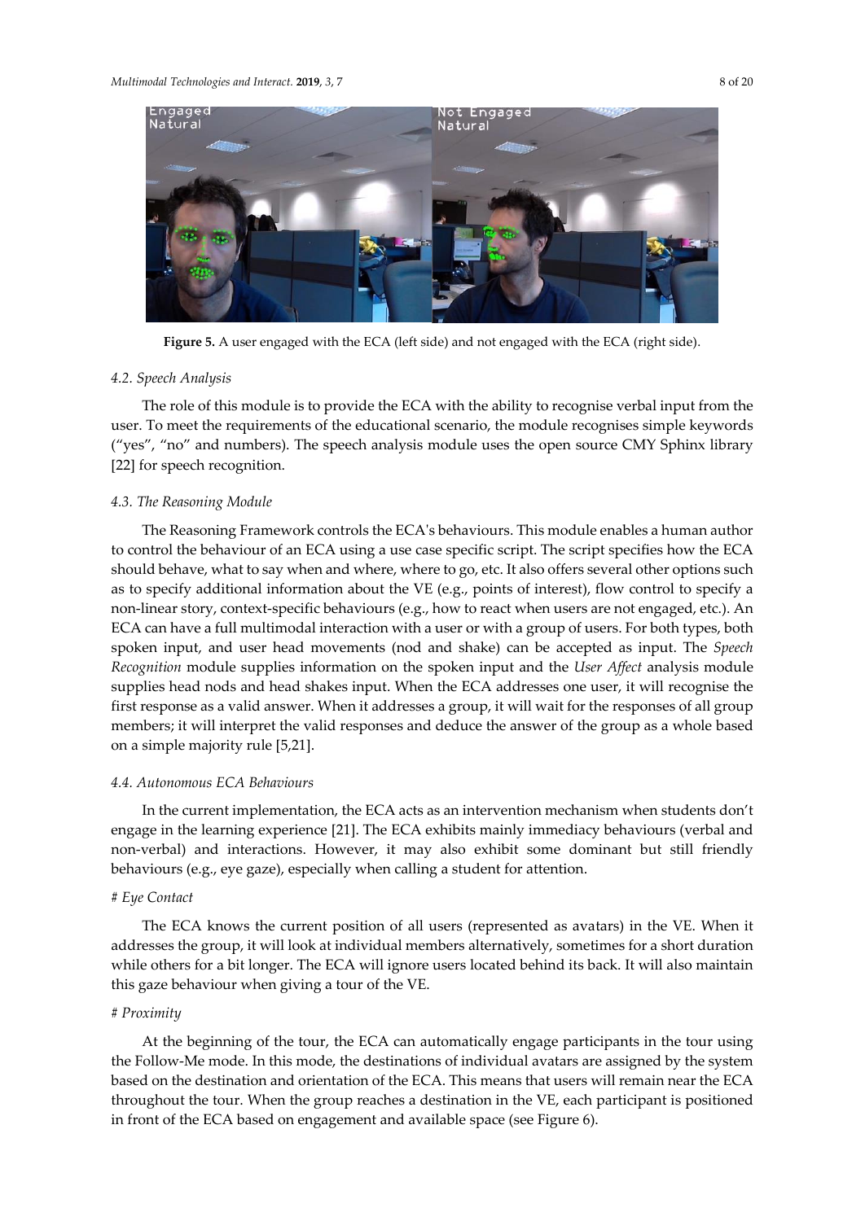**Figure 5.** A user engaged with the ECA (left side) and not engaged with the ECA (right side).

### 4.2. Speech Analysis

The role of this module is to provide the ECA with the ability to recognise verbal input from the user. To meet the requirements of the educational scenario, the module recognises simple keywords ("yes", "no" and numbers). The speech analysis module uses the open source CMY Sphinx library [22] for speech recognition.

### 4.3. The Reasoning Module

The Reasoning Framework controls the ECA's behaviours. This module enables a human author to control the behaviour of an ECA using a use case specific script. The script specifies how the ECA should behave, what to say when and where, where to go, etc. It also offers several other options such as to specify additional information about the VE (e.g., points of interest), flow control to specify a non-linear story, context-specific behaviours (e.g., how to react when users are not engaged, etc.). An ECA can have a full multimodal interaction with a user or with a group of users. For both types, both spoken input, and user head movements (nod and shake) can be accepted as input. The *Speech Recognition* module supplies information on the spoken input and the *User Affect* analysis module supplies head nods and head shakes input. When the ECA addresses one user, it will recognise the first response as a valid answer. When it addresses a group, it will wait for the responses of all group members; it will interpret the valid responses and deduce the answer of the group as a whole based on a simple majority rule [5,21].

### 4.4. Autonomous ECA Behaviours

In the current implementation, the ECA acts as an intervention mechanism when students don't engage in the learning experience [21]. The ECA exhibits mainly immediacy behaviours (verbal and non-verbal) and interactions. However, it may also exhibit some dominant but still friendly behaviours (e.g., eye gaze), especially when calling a student for attention.

*# Eye Contact*

The ECA knows the current position of all users (represented as avatars) in the VE. When it addresses the group, it will look at individual members alternatively, sometimes for a short duration while others for a bit longer. The ECA will ignore users located behind its back. It will also maintain this gaze behaviour when giving a tour of the VE.

*# Proximity*

At the beginning of the tour, the ECA can automatically engage participants in the tour using the Follow-Me mode. In this mode, the destinations of individual avatars are assigned by the system based on the destination and orientation of the ECA. This means that users will remain near the ECA throughout the tour. When the group reaches a destination in the VE, each participant is positioned in front of the ECA based on engagement and available space (see Figure 6).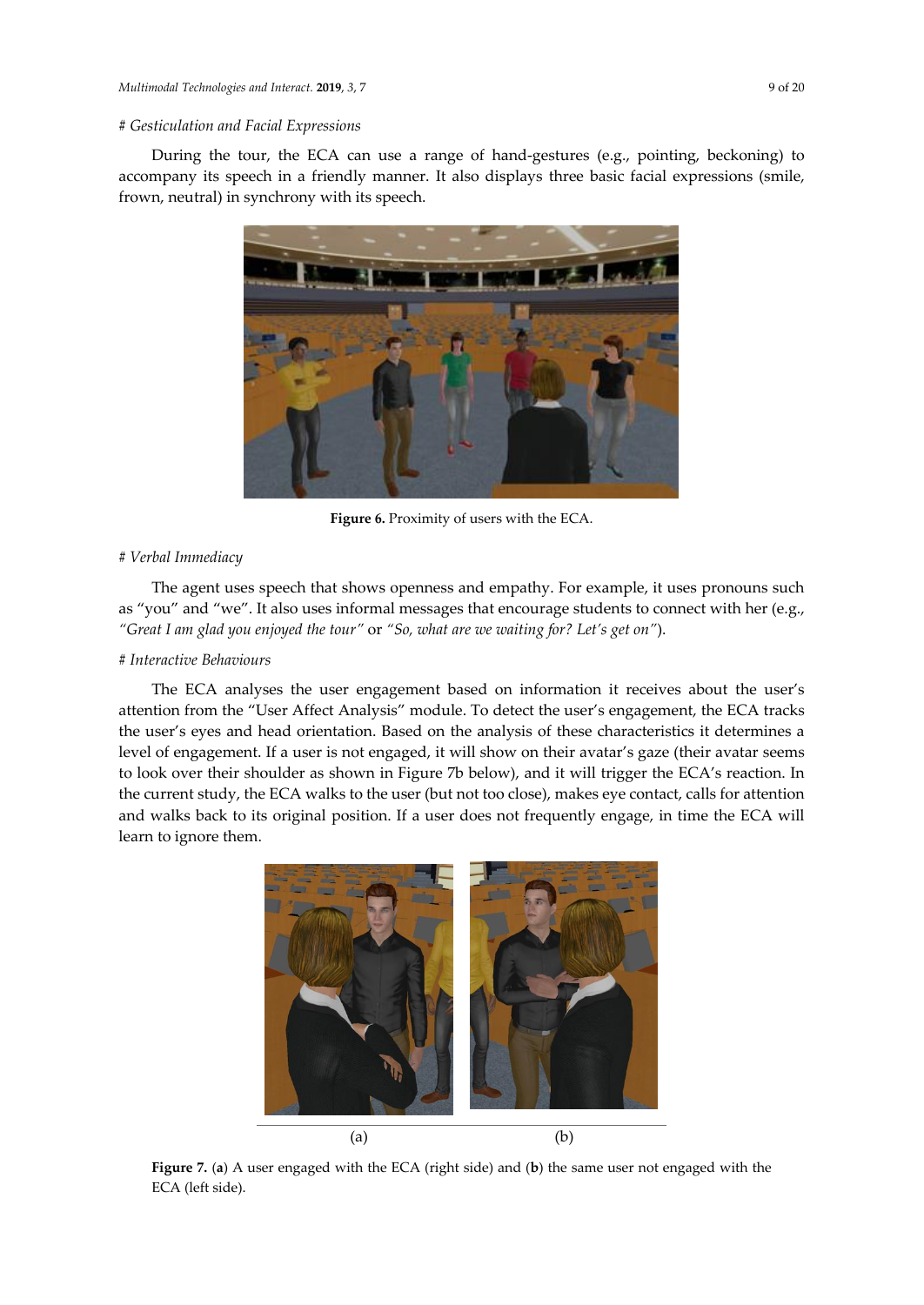*# Gesticulation and Facial Expressions*

During the tour, the ECA can use a range of hand-gestures (e.g., pointing, beckoning) to accompany its speech in a friendly manner. It also displays three basic facial expressions (smile, frown, neutral) in synchrony with its speech.

**Figure 6.** Proximity of users with the ECA.

*# Verbal Immediacy*

The agent uses speech that shows openness and empathy. For example, it uses pronouns such as "you" and "we". It also uses informal messages that encourage students to connect with her (e.g., *"Great I am glad you enjoyed the tour"* or *"So, what are we waiting for? Let's get on"*).

*# Interactive Behaviours*

The ECA analyses the user engagement based on information it receives about the user's attention from the "User Affect Analysis" module. To detect the user's engagement, the ECA tracks the user's eyes and head orientation. Based on the analysis of these characteristics it determines a level of engagement. If a user is not engaged, it will show on their avatar's gaze (their avatar seems to look over their shoulder as shown in Figure 7b below), and it will trigger the ECA's reaction. In the current study, the ECA walks to the user (but not too close), makes eye contact, calls for attention and walks back to its original position. If a user does not frequently engage, in time the ECA will learn to ignore them.

(a) (b)

**Figure 7.** (**a**) A user engaged with the ECA (right side) and (**b**) the same user not engaged with the ECA (left side).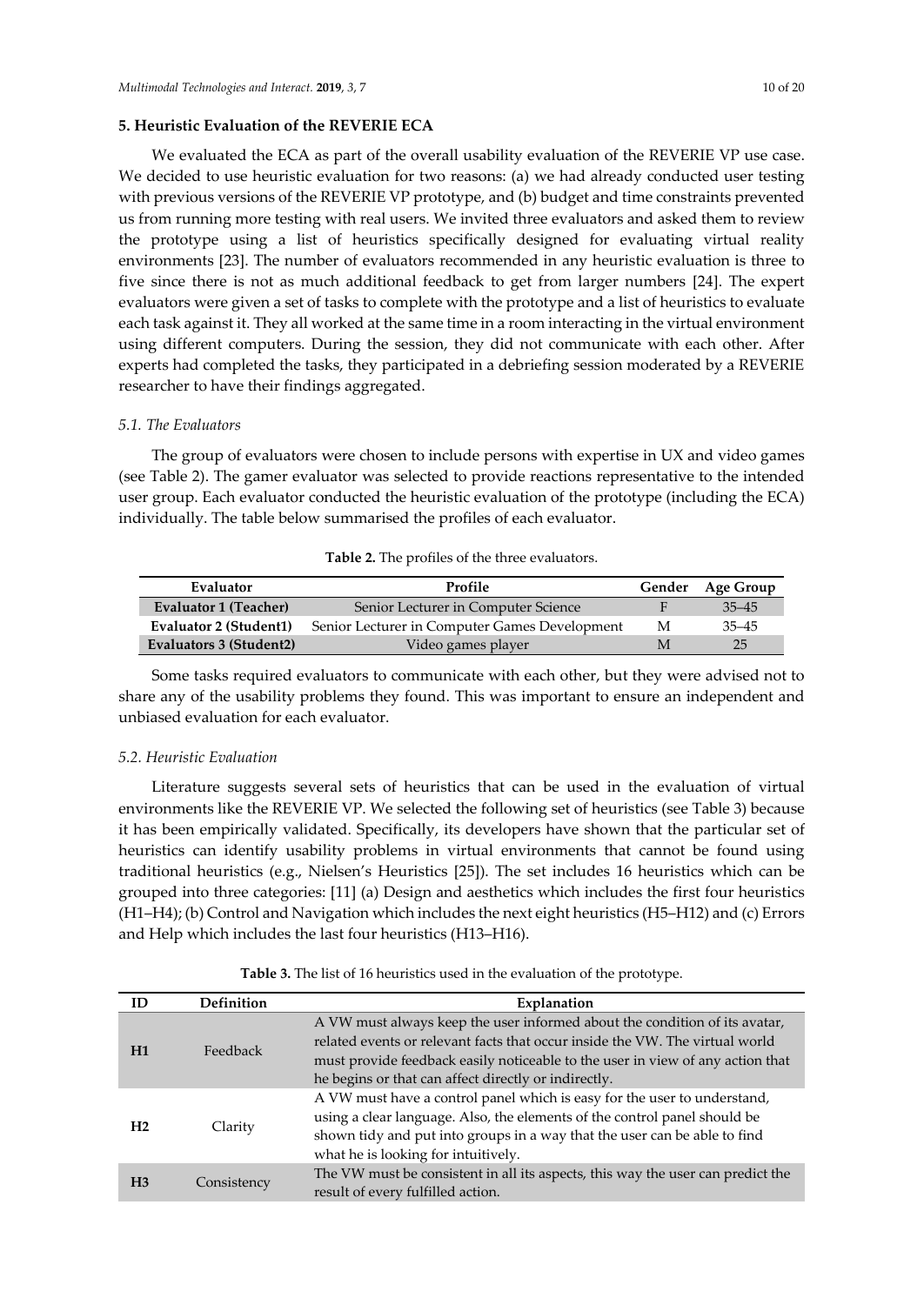## 5. Heuristic Evaluation of the REVERIE ECA

We evaluated the ECA as part of the overall usability evaluation of the REVERIE VP use case. We decided to use heuristic evaluation for two reasons: (a) we had already conducted user testing with previous versions of the REVERIE VP prototype, and (b) budget and time constraints prevented us from running more testing with real users. We invited three evaluators and asked them to review the prototype using a list of heuristics specifically designed for evaluating virtual reality environments [23]. The number of evaluators recommended in any heuristic evaluation is three to five since there is not as much additional feedback to get from larger numbers [24]. The expert evaluators were given a set of tasks to complete with the prototype and a list of heuristics to evaluate each task against it. They all worked at the same time in a room interacting in the virtual environment using different computers. During the session, they did not communicate with each other. After experts had completed the tasks, they participated in a debriefing session moderated by a REVERIE researcher to have their findings aggregated.

### *5.1. The Evaluators*

The group of evaluators were chosen to include persons with expertise in UX and video games (see Table 2). The gamer evaluator was selected to provide reactions representative to the intended user group. Each evaluator conducted the heuristic evaluation of the prototype (including the ECA) individually. The table below summarised the profiles of each evaluator.

**Table 2.** The profiles of the three evaluators.

| Evaluator | Profile | Gender | Age Group |
|---|---|---|---|
| **Evaluator 1 (Teacher)** | Senior Lecturer in Computer Science | F | 35–45 |
| **Evaluator 2 (Student1)** | Senior Lecturer in Computer Games Development | M | 35–45 |
| **Evaluators 3 (Student2)** | Video games player | M | 25 |

Some tasks required evaluators to communicate with each other, but they were advised not to share any of the usability problems they found. This was important to ensure an independent and unbiased evaluation for each evaluator.

### *5.2. Heuristic Evaluation*

Literature suggests several sets of heuristics that can be used in the evaluation of virtual environments like the REVERIE VP. We selected the following set of heuristics (see Table 3) because it has been empirically validated. Specifically, its developers have shown that the particular set of heuristics can identify usability problems in virtual environments that cannot be found using traditional heuristics (e.g., Nielsen's Heuristics [25]). The set includes 16 heuristics which can be grouped into three categories: [11] (a) Design and aesthetics which includes the first four heuristics (H1–H4); (b) Control and Navigation which includes the next eight heuristics (H5–H12) and (c) Errors and Help which includes the last four heuristics (H13–H16).

**Table 3.** The list of 16 heuristics used in the evaluation of the prototype.

| ID | Definition | Explanation |
|---|---|---|
| **H1** | Feedback | A VW must always keep the user informed about the condition of its avatar, related events or relevant facts that occur inside the VW. The virtual world must provide feedback easily noticeable to the user in view of any action that he begins or that can affect directly or indirectly. |
| **H2** | Clarity | A VW must have a control panel which is easy for the user to understand, using a clear language. Also, the elements of the control panel should be shown tidy and put into groups in a way that the user can be able to find what he is looking for intuitively. |
| **H3** | Consistency | The VW must be consistent in all its aspects, this way the user can predict the result of every fulfilled action. |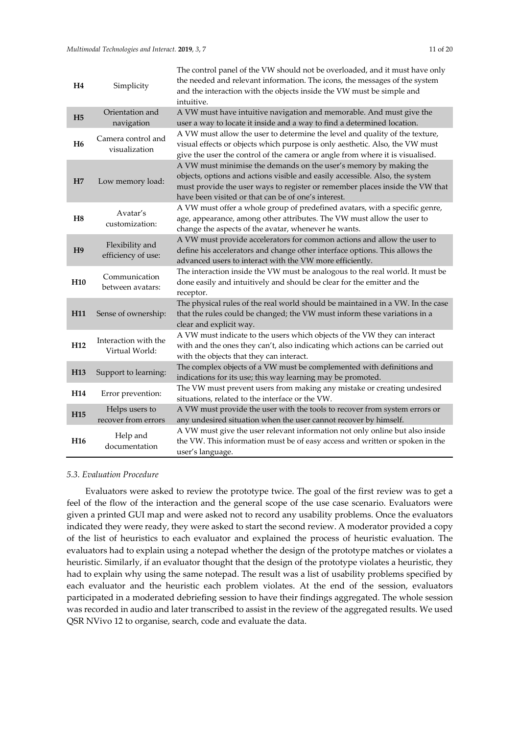| | | |
|---|---|---|
| **H4** | Simplicity | The control panel of the VW should not be overloaded, and it must have only the needed and relevant information. The icons, the messages of the system and the interaction with the objects inside the VW must be simple and intuitive. |
| **H5** | Orientation and navigation | A VW must have intuitive navigation and memorable. And must give the user a way to locate it inside and a way to find a determined location. |
| **H6** | Camera control and visualization | A VW must allow the user to determine the level and quality of the texture, visual effects or objects which purpose is only aesthetic. Also, the VW must give the user the control of the camera or angle from where it is visualised. |
| **H7** | Low memory load: | A VW must minimise the demands on the user's memory by making the objects, options and actions visible and easily accessible. Also, the system must provide the user ways to register or remember places inside the VW that have been visited or that can be of one's interest. |
| **H8** | Avatar's customization: | A VW must offer a whole group of predefined avatars, with a specific genre, age, appearance, among other attributes. The VW must allow the user to change the aspects of the avatar, whenever he wants. |
| **H9** | Flexibility and efficiency of use: | A VW must provide accelerators for common actions and allow the user to define his accelerators and change other interface options. This allows the advanced users to interact with the VW more efficiently. |
| **H10** | Communication between avatars: | The interaction inside the VW must be analogous to the real world. It must be done easily and intuitively and should be clear for the emitter and the receptor. |
| **H11** | Sense of ownership: | The physical rules of the real world should be maintained in a VW. In the case that the rules could be changed; the VW must inform these variations in a clear and explicit way. |
| **H12** | Interaction with the Virtual World: | A VW must indicate to the users which objects of the VW they can interact with and the ones they can't, also indicating which actions can be carried out with the objects that they can interact. |
| **H13** | Support to learning: | The complex objects of a VW must be complemented with definitions and indications for its use; this way learning may be promoted. |
| **H14** | Error prevention: | The VW must prevent users from making any mistake or creating undesired situations, related to the interface or the VW. |
| **H15** | Helps users to recover from errors | A VW must provide the user with the tools to recover from system errors or any undesired situation when the user cannot recover by himself. |
| **H16** | Help and documentation | A VW must give the user relevant information not only online but also inside the VW. This information must be of easy access and written or spoken in the user's language. |

### 5.3. Evaluation Procedure

Evaluators were asked to review the prototype twice. The goal of the first review was to get a feel of the flow of the interaction and the general scope of the use case scenario. Evaluators were given a printed GUI map and were asked not to record any usability problems. Once the evaluators indicated they were ready, they were asked to start the second review. A moderator provided a copy of the list of heuristics to each evaluator and explained the process of heuristic evaluation. The evaluators had to explain using a notepad whether the design of the prototype matches or violates a heuristic. Similarly, if an evaluator thought that the design of the prototype violates a heuristic, they had to explain why using the same notepad. The result was a list of usability problems specified by each evaluator and the heuristic each problem violates. At the end of the session, evaluators participated in a moderated debriefing session to have their findings aggregated. The whole session was recorded in audio and later transcribed to assist in the review of the aggregated results. We used QSR NVivo 12 to organise, search, code and evaluate the data.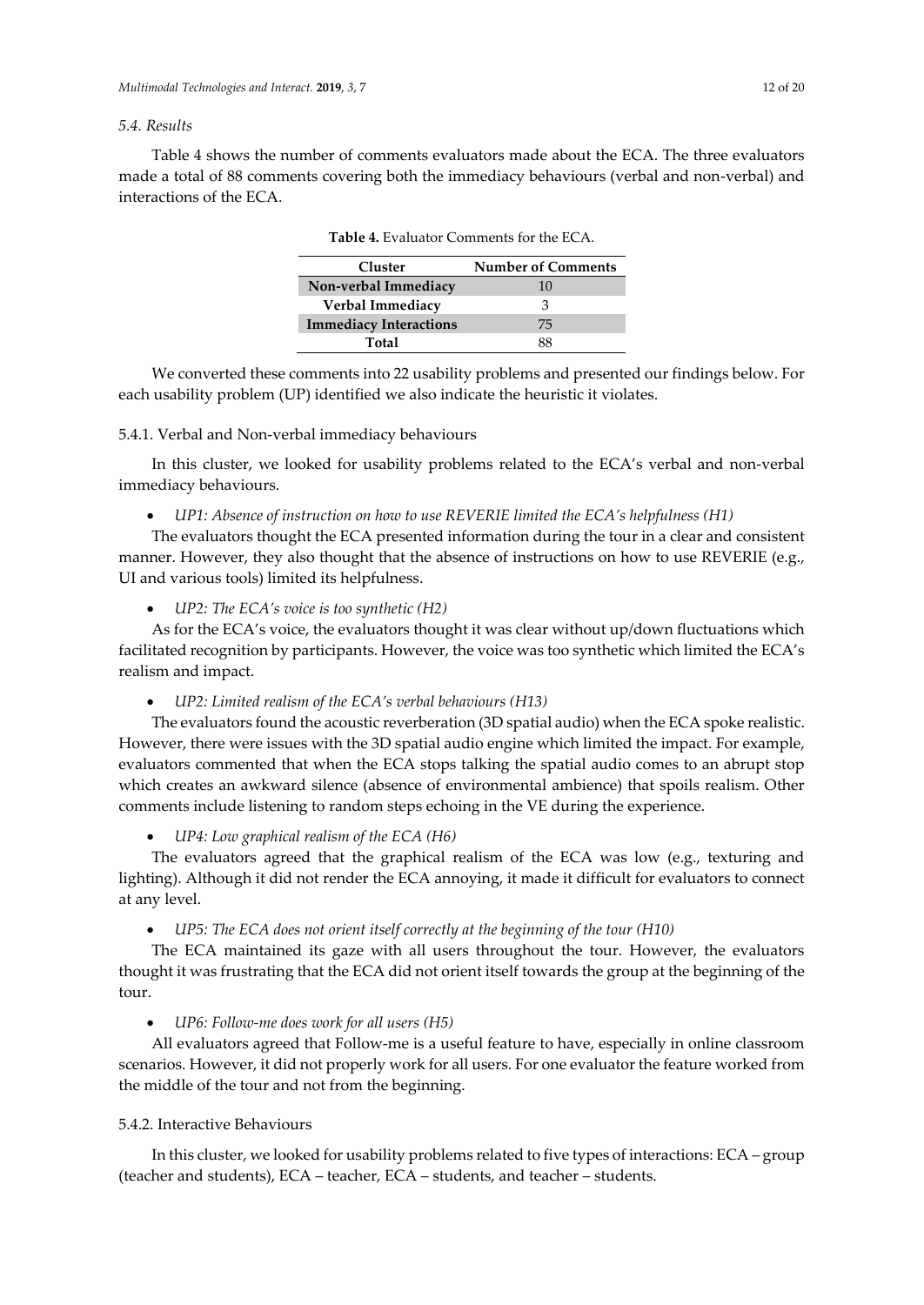### 5.4. Results

Table 4 shows the number of comments evaluators made about the ECA. The three evaluators made a total of 88 comments covering both the immediacy behaviours (verbal and non-verbal) and interactions of the ECA.

**Table 4.** Evaluator Comments for the ECA.

| Cluster | Number of Comments |
|---|---|
| **Non-verbal Immediacy** | 10 |
| **Verbal Immediacy** | 3 |
| **Immediacy Interactions** | 75 |
| **Total** | 88 |

We converted these comments into 22 usability problems and presented our findings below. For each usability problem (UP) identified we also indicate the heuristic it violates.

#### 5.4.1. Verbal and Non-verbal immediacy behaviours

In this cluster, we looked for usability problems related to the ECA's verbal and non-verbal immediacy behaviours.

- *UP1: Absence of instruction on how to use REVERIE limited the ECA's helpfulness (H1)*

The evaluators thought the ECA presented information during the tour in a clear and consistent manner. However, they also thought that the absence of instructions on how to use REVERIE (e.g., UI and various tools) limited its helpfulness.

- *UP2: The ECA's voice is too synthetic (H2)*

As for the ECA's voice, the evaluators thought it was clear without up/down fluctuations which facilitated recognition by participants. However, the voice was too synthetic which limited the ECA's realism and impact.

- *UP2: Limited realism of the ECA's verbal behaviours (H13)*

The evaluators found the acoustic reverberation (3D spatial audio) when the ECA spoke realistic. However, there were issues with the 3D spatial audio engine which limited the impact. For example, evaluators commented that when the ECA stops talking the spatial audio comes to an abrupt stop which creates an awkward silence (absence of environmental ambience) that spoils realism. Other comments include listening to random steps echoing in the VE during the experience.

- *UP4: Low graphical realism of the ECA (H6)*

The evaluators agreed that the graphical realism of the ECA was low (e.g., texturing and lighting). Although it did not render the ECA annoying, it made it difficult for evaluators to connect at any level.

- *UP5: The ECA does not orient itself correctly at the beginning of the tour (H10)*

The ECA maintained its gaze with all users throughout the tour. However, the evaluators thought it was frustrating that the ECA did not orient itself towards the group at the beginning of the tour.

- *UP6: Follow-me does work for all users (H5)*

All evaluators agreed that Follow-me is a useful feature to have, especially in online classroom scenarios. However, it did not properly work for all users. For one evaluator the feature worked from the middle of the tour and not from the beginning.

#### 5.4.2. Interactive Behaviours

In this cluster, we looked for usability problems related to five types of interactions: ECA – group (teacher and students), ECA – teacher, ECA – students, and teacher – students.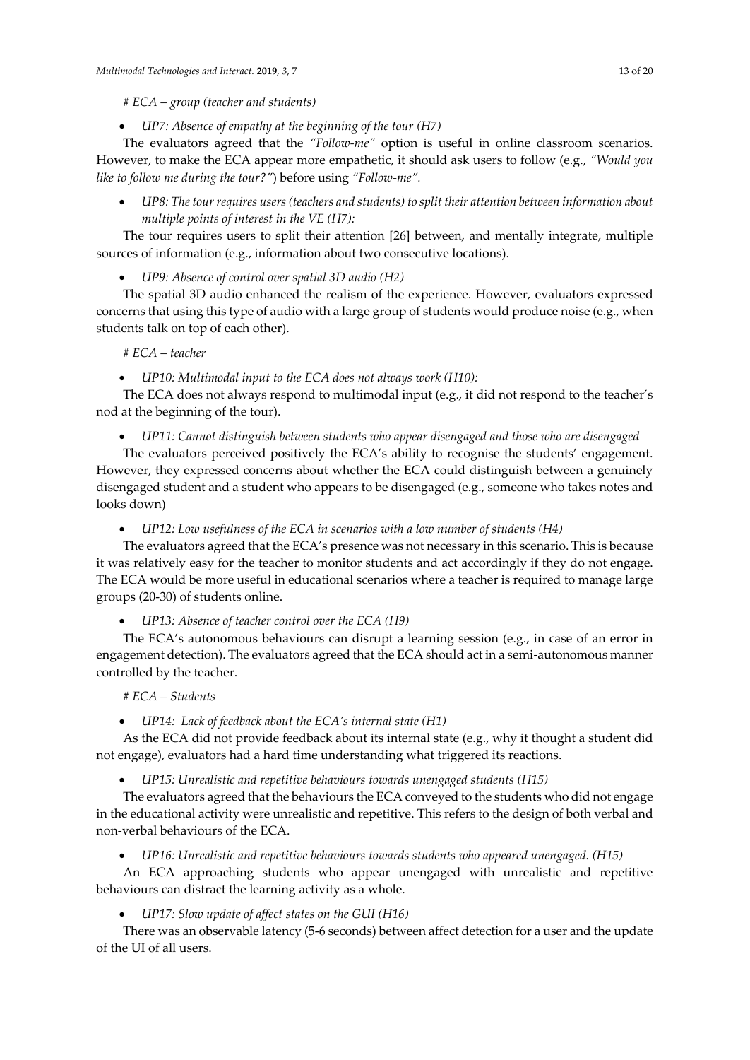*# ECA – group (teacher and students)*

- *UP7: Absence of empathy at the beginning of the tour (H7)*

The evaluators agreed that the *"Follow-me"* option is useful in online classroom scenarios. However, to make the ECA appear more empathetic, it should ask users to follow (e.g., *"Would you like to follow me during the tour?"*) before using *"Follow-me".*

- *UP8: The tour requires users (teachers and students) to split their attention between information about multiple points of interest in the VE (H7):*

The tour requires users to split their attention [26] between, and mentally integrate, multiple sources of information (e.g., information about two consecutive locations).

- *UP9: Absence of control over spatial 3D audio (H2)*

The spatial 3D audio enhanced the realism of the experience. However, evaluators expressed concerns that using this type of audio with a large group of students would produce noise (e.g., when students talk on top of each other).

*# ECA – teacher*

- *UP10: Multimodal input to the ECA does not always work (H10):*

The ECA does not always respond to multimodal input (e.g., it did not respond to the teacher's nod at the beginning of the tour).

- *UP11: Cannot distinguish between students who appear disengaged and those who are disengaged*

The evaluators perceived positively the ECA's ability to recognise the students' engagement. However, they expressed concerns about whether the ECA could distinguish between a genuinely disengaged student and a student who appears to be disengaged (e.g., someone who takes notes and looks down)

- *UP12: Low usefulness of the ECA in scenarios with a low number of students (H4)*

The evaluators agreed that the ECA's presence was not necessary in this scenario. This is because it was relatively easy for the teacher to monitor students and act accordingly if they do not engage. The ECA would be more useful in educational scenarios where a teacher is required to manage large groups (20-30) of students online.

- *UP13: Absence of teacher control over the ECA (H9)*

The ECA's autonomous behaviours can disrupt a learning session (e.g., in case of an error in engagement detection). The evaluators agreed that the ECA should act in a semi-autonomous manner controlled by the teacher.

*# ECA – Students*

- *UP14: Lack of feedback about the ECA's internal state (H1)*

As the ECA did not provide feedback about its internal state (e.g., why it thought a student did not engage), evaluators had a hard time understanding what triggered its reactions.

- *UP15: Unrealistic and repetitive behaviours towards unengaged students (H15)*

The evaluators agreed that the behaviours the ECA conveyed to the students who did not engage in the educational activity were unrealistic and repetitive. This refers to the design of both verbal and non-verbal behaviours of the ECA.

- *UP16: Unrealistic and repetitive behaviours towards students who appeared unengaged. (H15)*

An ECA approaching students who appear unengaged with unrealistic and repetitive behaviours can distract the learning activity as a whole.

- *UP17: Slow update of affect states on the GUI (H16)*

There was an observable latency (5-6 seconds) between affect detection for a user and the update of the UI of all users.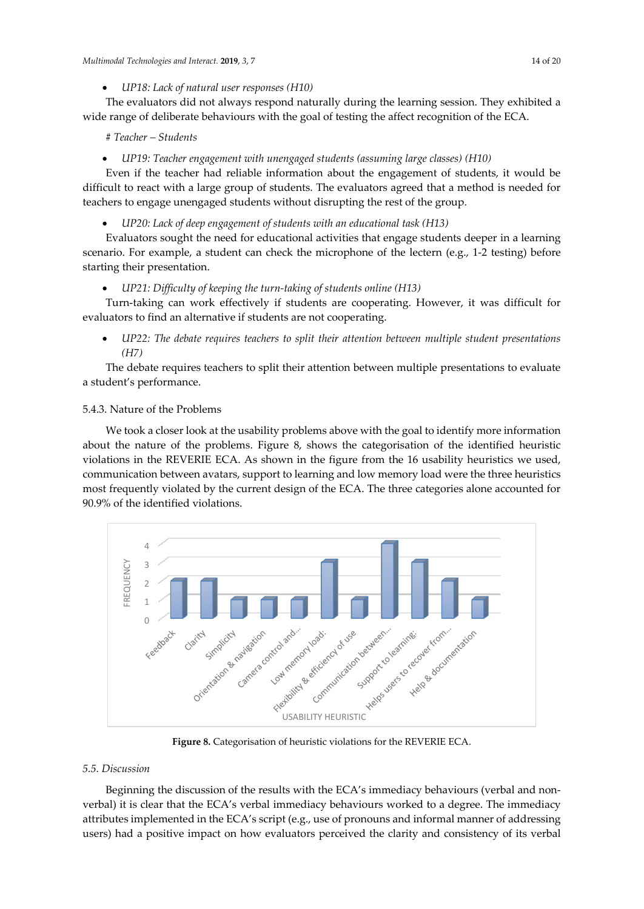- *UP18: Lack of natural user responses (H10)*

The evaluators did not always respond naturally during the learning session. They exhibited a wide range of deliberate behaviours with the goal of testing the affect recognition of the ECA.

*# Teacher – Students*

- *UP19: Teacher engagement with unengaged students (assuming large classes) (H10)*

Even if the teacher had reliable information about the engagement of students, it would be difficult to react with a large group of students. The evaluators agreed that a method is needed for teachers to engage unengaged students without disrupting the rest of the group.

- *UP20: Lack of deep engagement of students with an educational task (H13)*

Evaluators sought the need for educational activities that engage students deeper in a learning scenario. For example, a student can check the microphone of the lectern (e.g., 1-2 testing) before starting their presentation.

- *UP21: Difficulty of keeping the turn-taking of students online (H13)*

Turn-taking can work effectively if students are cooperating. However, it was difficult for evaluators to find an alternative if students are not cooperating.

- *UP22: The debate requires teachers to split their attention between multiple student presentations (H7)*

The debate requires teachers to split their attention between multiple presentations to evaluate a student's performance.

### 5.4.3. Nature of the Problems

We took a closer look at the usability problems above with the goal to identify more information about the nature of the problems. Figure 8, shows the categorisation of the identified heuristic violations in the REVERIE ECA. As shown in the figure from the 16 usability heuristics we used, communication between avatars, support to learning and low memory load were the three heuristics most frequently violated by the current design of the ECA. The three categories alone accounted for 90.9% of the identified violations.

| Usability Heuristic | Frequency |
|---|---|
| Feedback | 2 |
| Clarity | 2 |
| Simplicity | 1 |
| Orientation & navigation | 1 |
| Camera control and... | 1 |
| Low memory load: | 3 |
| Flexibility & efficiency of use | 1 |
| Communication between... | 4 |
| Support to learning: | 3 |
| Helps users to recover from... | 2 |
| Help & documentation | 1 |

**Figure 8.** Categorisation of heuristic violations for the REVERIE ECA.

## *5.5. Discussion*

Beginning the discussion of the results with the ECA's immediacy behaviours (verbal and non-verbal) it is clear that the ECA's verbal immediacy behaviours worked to a degree. The immediacy attributes implemented in the ECA's script (e.g., use of pronouns and informal manner of addressing users) had a positive impact on how evaluators perceived the clarity and consistency of its verbal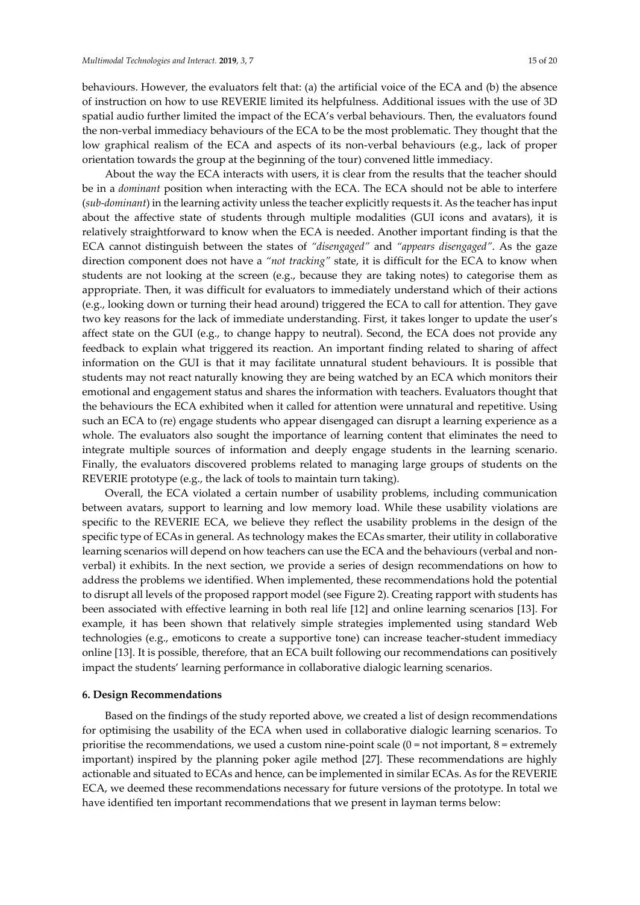behaviours. However, the evaluators felt that: (a) the artificial voice of the ECA and (b) the absence of instruction on how to use REVERIE limited its helpfulness. Additional issues with the use of 3D spatial audio further limited the impact of the ECA's verbal behaviours. Then, the evaluators found the non-verbal immediacy behaviours of the ECA to be the most problematic. They thought that the low graphical realism of the ECA and aspects of its non-verbal behaviours (e.g., lack of proper orientation towards the group at the beginning of the tour) convened little immediacy.

About the way the ECA interacts with users, it is clear from the results that the teacher should be in a *dominant* position when interacting with the ECA. The ECA should not be able to interfere (*sub-dominant*) in the learning activity unless the teacher explicitly requests it. As the teacher has input about the affective state of students through multiple modalities (GUI icons and avatars), it is relatively straightforward to know when the ECA is needed. Another important finding is that the ECA cannot distinguish between the states of *"disengaged"* and *"appears disengaged"*. As the gaze direction component does not have a *"not tracking"* state, it is difficult for the ECA to know when students are not looking at the screen (e.g., because they are taking notes) to categorise them as appropriate. Then, it was difficult for evaluators to immediately understand which of their actions (e.g., looking down or turning their head around) triggered the ECA to call for attention. They gave two key reasons for the lack of immediate understanding. First, it takes longer to update the user's affect state on the GUI (e.g., to change happy to neutral). Second, the ECA does not provide any feedback to explain what triggered its reaction. An important finding related to sharing of affect information on the GUI is that it may facilitate unnatural student behaviours. It is possible that students may not react naturally knowing they are being watched by an ECA which monitors their emotional and engagement status and shares the information with teachers. Evaluators thought that the behaviours the ECA exhibited when it called for attention were unnatural and repetitive. Using such an ECA to (re) engage students who appear disengaged can disrupt a learning experience as a whole. The evaluators also sought the importance of learning content that eliminates the need to integrate multiple sources of information and deeply engage students in the learning scenario. Finally, the evaluators discovered problems related to managing large groups of students on the REVERIE prototype (e.g., the lack of tools to maintain turn taking).

Overall, the ECA violated a certain number of usability problems, including communication between avatars, support to learning and low memory load. While these usability violations are specific to the REVERIE ECA, we believe they reflect the usability problems in the design of the specific type of ECAs in general. As technology makes the ECAs smarter, their utility in collaborative learning scenarios will depend on how teachers can use the ECA and the behaviours (verbal and non-verbal) it exhibits. In the next section, we provide a series of design recommendations on how to address the problems we identified. When implemented, these recommendations hold the potential to disrupt all levels of the proposed rapport model (see Figure 2). Creating rapport with students has been associated with effective learning in both real life [12] and online learning scenarios [13]. For example, it has been shown that relatively simple strategies implemented using standard Web technologies (e.g., emoticons to create a supportive tone) can increase teacher-student immediacy online [13]. It is possible, therefore, that an ECA built following our recommendations can positively impact the students' learning performance in collaborative dialogic learning scenarios.

## 6. Design Recommendations

Based on the findings of the study reported above, we created a list of design recommendations for optimising the usability of the ECA when used in collaborative dialogic learning scenarios. To prioritise the recommendations, we used a custom nine-point scale (0 = not important, 8 = extremely important) inspired by the planning poker agile method [27]. These recommendations are highly actionable and situated to ECAs and hence, can be implemented in similar ECAs. As for the REVERIE ECA, we deemed these recommendations necessary for future versions of the prototype. In total we have identified ten important recommendations that we present in layman terms below: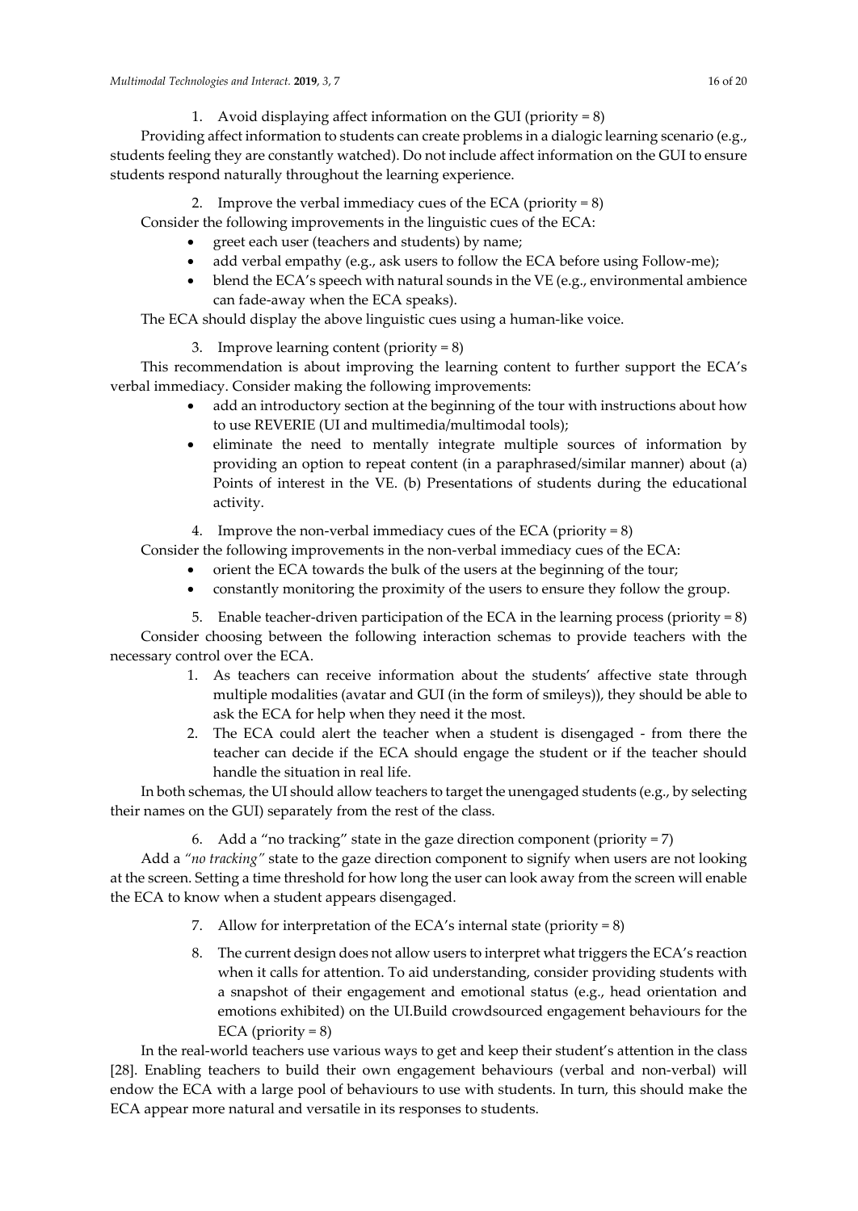1. Avoid displaying affect information on the GUI (priority = 8)

Providing affect information to students can create problems in a dialogic learning scenario (e.g., students feeling they are constantly watched). Do not include affect information on the GUI to ensure students respond naturally throughout the learning experience.

2. Improve the verbal immediacy cues of the ECA (priority = 8)

Consider the following improvements in the linguistic cues of the ECA:

- greet each user (teachers and students) by name;
- add verbal empathy (e.g., ask users to follow the ECA before using Follow-me);
- blend the ECA's speech with natural sounds in the VE (e.g., environmental ambience can fade-away when the ECA speaks).

The ECA should display the above linguistic cues using a human-like voice.

3. Improve learning content (priority = 8)

This recommendation is about improving the learning content to further support the ECA's verbal immediacy. Consider making the following improvements:

- add an introductory section at the beginning of the tour with instructions about how to use REVERIE (UI and multimedia/multimodal tools);
- eliminate the need to mentally integrate multiple sources of information by providing an option to repeat content (in a paraphrased/similar manner) about (a) Points of interest in the VE. (b) Presentations of students during the educational activity.

4. Improve the non-verbal immediacy cues of the ECA (priority = 8)

Consider the following improvements in the non-verbal immediacy cues of the ECA:

- orient the ECA towards the bulk of the users at the beginning of the tour;
- constantly monitoring the proximity of the users to ensure they follow the group.

5. Enable teacher-driven participation of the ECA in the learning process (priority = 8)

Consider choosing between the following interaction schemas to provide teachers with the necessary control over the ECA.

1. As teachers can receive information about the students' affective state through multiple modalities (avatar and GUI (in the form of smileys)), they should be able to ask the ECA for help when they need it the most.
2. The ECA could alert the teacher when a student is disengaged - from there the teacher can decide if the ECA should engage the student or if the teacher should handle the situation in real life.

In both schemas, the UI should allow teachers to target the unengaged students (e.g., by selecting their names on the GUI) separately from the rest of the class.

6. Add a "no tracking" state in the gaze direction component (priority = 7)

Add a *"no tracking"* state to the gaze direction component to signify when users are not looking at the screen. Setting a time threshold for how long the user can look away from the screen will enable the ECA to know when a student appears disengaged.

7. Allow for interpretation of the ECA's internal state (priority = 8)

8. The current design does not allow users to interpret what triggers the ECA's reaction when it calls for attention. To aid understanding, consider providing students with a snapshot of their engagement and emotional status (e.g., head orientation and emotions exhibited) on the UI.Build crowdsourced engagement behaviours for the ECA (priority = 8)

In the real-world teachers use various ways to get and keep their student's attention in the class [28]. Enabling teachers to build their own engagement behaviours (verbal and non-verbal) will endow the ECA with a large pool of behaviours to use with students. In turn, this should make the ECA appear more natural and versatile in its responses to students.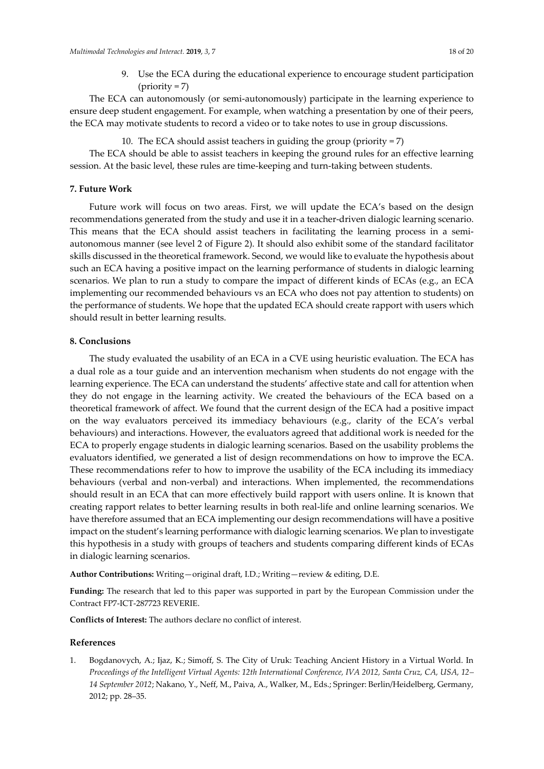9. Use the ECA during the educational experience to encourage student participation (priority = 7)

The ECA can autonomously (or semi-autonomously) participate in the learning experience to ensure deep student engagement. For example, when watching a presentation by one of their peers, the ECA may motivate students to record a video or to take notes to use in group discussions.

10. The ECA should assist teachers in guiding the group (priority = 7)

The ECA should be able to assist teachers in keeping the ground rules for an effective learning session. At the basic level, these rules are time-keeping and turn-taking between students.

## 7. Future Work

Future work will focus on two areas. First, we will update the ECA's based on the design recommendations generated from the study and use it in a teacher-driven dialogic learning scenario. This means that the ECA should assist teachers in facilitating the learning process in a semi-autonomous manner (see level 2 of Figure 2). It should also exhibit some of the standard facilitator skills discussed in the theoretical framework. Second, we would like to evaluate the hypothesis about such an ECA having a positive impact on the learning performance of students in dialogic learning scenarios. We plan to run a study to compare the impact of different kinds of ECAs (e.g., an ECA implementing our recommended behaviours vs an ECA who does not pay attention to students) on the performance of students. We hope that the updated ECA should create rapport with users which should result in better learning results.

## 8. Conclusions

The study evaluated the usability of an ECA in a CVE using heuristic evaluation. The ECA has a dual role as a tour guide and an intervention mechanism when students do not engage with the learning experience. The ECA can understand the students' affective state and call for attention when they do not engage in the learning activity. We created the behaviours of the ECA based on a theoretical framework of affect. We found that the current design of the ECA had a positive impact on the way evaluators perceived its immediacy behaviours (e.g., clarity of the ECA's verbal behaviours) and interactions. However, the evaluators agreed that additional work is needed for the ECA to properly engage students in dialogic learning scenarios. Based on the usability problems the evaluators identified, we generated a list of design recommendations on how to improve the ECA. These recommendations refer to how to improve the usability of the ECA including its immediacy behaviours (verbal and non-verbal) and interactions. When implemented, the recommendations should result in an ECA that can more effectively build rapport with users online. It is known that creating rapport relates to better learning results in both real-life and online learning scenarios. We have therefore assumed that an ECA implementing our design recommendations will have a positive impact on the student's learning performance with dialogic learning scenarios. We plan to investigate this hypothesis in a study with groups of teachers and students comparing different kinds of ECAs in dialogic learning scenarios.

**Author Contributions:** Writing—original draft, I.D.; Writing—review & editing, D.E.

**Funding:** The research that led to this paper was supported in part by the European Commission under the Contract FP7-ICT-287723 REVERIE.

**Conflicts of Interest:** The authors declare no conflict of interest.

## References

1. Bogdanovych, A.; Ijaz, K.; Simoff, S. The City of Uruk: Teaching Ancient History in a Virtual World. In *Proceedings of the Intelligent Virtual Agents: 12th International Conference, IVA 2012, Santa Cruz, CA, USA, 12–14 September 2012*; Nakano, Y., Neff, M., Paiva, A., Walker, M., Eds.; Springer: Berlin/Heidelberg, Germany, 2012; pp. 28–35.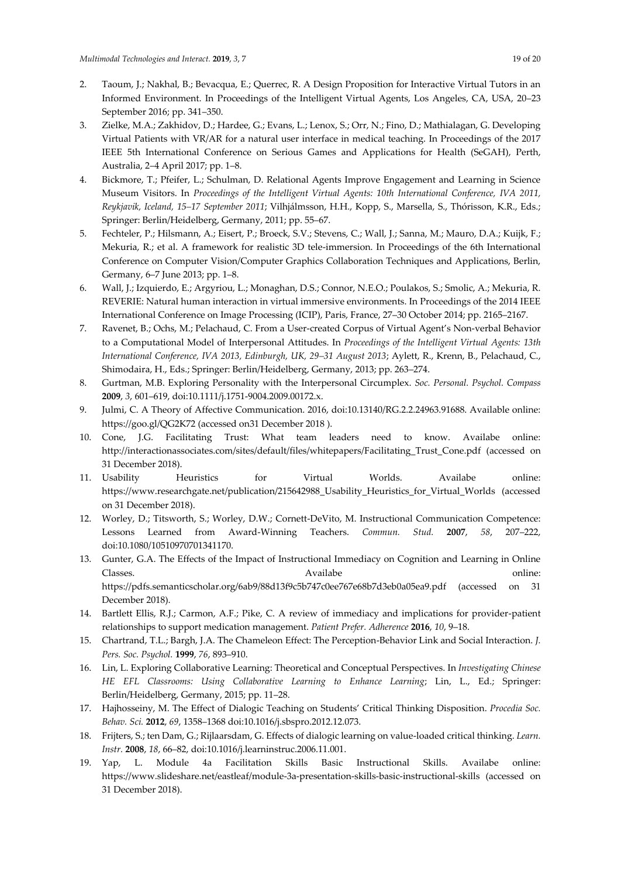2. Taoum, J.; Nakhal, B.; Bevacqua, E.; Querrec, R. A Design Proposition for Interactive Virtual Tutors in an Informed Environment. In Proceedings of the Intelligent Virtual Agents, Los Angeles, CA, USA, 20–23 September 2016; pp. 341–350.
3. Zielke, M.A.; Zakhidov, D.; Hardee, G.; Evans, L.; Lenox, S.; Orr, N.; Fino, D.; Mathialagan, G. Developing Virtual Patients with VR/AR for a natural user interface in medical teaching. In Proceedings of the 2017 IEEE 5th International Conference on Serious Games and Applications for Health (SeGAH), Perth, Australia, 2–4 April 2017; pp. 1–8.
4. Bickmore, T.; Pfeifer, L.; Schulman, D. Relational Agents Improve Engagement and Learning in Science Museum Visitors. In *Proceedings of the Intelligent Virtual Agents: 10th International Conference, IVA 2011, Reykjavik, Iceland, 15–17 September 2011*; Vilhjálmsson, H.H., Kopp, S., Marsella, S., Thórisson, K.R., Eds.; Springer: Berlin/Heidelberg, Germany, 2011; pp. 55–67.
5. Fechteler, P.; Hilsmann, A.; Eisert, P.; Broeck, S.V.; Stevens, C.; Wall, J.; Sanna, M.; Mauro, D.A.; Kuijk, F.; Mekuria, R.; et al. A framework for realistic 3D tele-immersion. In Proceedings of the 6th International Conference on Computer Vision/Computer Graphics Collaboration Techniques and Applications, Berlin, Germany, 6–7 June 2013; pp. 1–8.
6. Wall, J.; Izquierdo, E.; Argyriou, L.; Monaghan, D.S.; Connor, N.E.O.; Poulakos, S.; Smolic, A.; Mekuria, R. REVERIE: Natural human interaction in virtual immersive environments. In Proceedings of the 2014 IEEE International Conference on Image Processing (ICIP), Paris, France, 27–30 October 2014; pp. 2165–2167.
7. Ravenet, B.; Ochs, M.; Pelachaud, C. From a User-created Corpus of Virtual Agent's Non-verbal Behavior to a Computational Model of Interpersonal Attitudes. In *Proceedings of the Intelligent Virtual Agents: 13th International Conference, IVA 2013, Edinburgh, UK, 29–31 August 2013*; Aylett, R., Krenn, B., Pelachaud, C., Shimodaira, H., Eds.; Springer: Berlin/Heidelberg, Germany, 2013; pp. 263–274.
8. Gurtman, M.B. Exploring Personality with the Interpersonal Circumplex. *Soc. Personal. Psychol. Compass* **2009**, *3*, 601–619, doi:10.1111/j.1751-9004.2009.00172.x.
9. Julmi, C. A Theory of Affective Communication. 2016, doi:10.13140/RG.2.2.24963.91688. Available online: https://goo.gl/QG2K72 (accessed on31 December 2018 ).
10. Cone, J.G. Facilitating Trust: What team leaders need to know. Availabe online: http://interactionassociates.com/sites/default/files/whitepapers/Facilitating_Trust_Cone.pdf (accessed on 31 December 2018).
11. Usability Heuristics for Virtual Worlds. Availabe online: https://www.researchgate.net/publication/215642988_Usability_Heuristics_for_Virtual_Worlds (accessed on 31 December 2018).
12. Worley, D.; Titsworth, S.; Worley, D.W.; Cornett-DeVito, M. Instructional Communication Competence: Lessons Learned from Award-Winning Teachers. *Commun. Stud.* **2007**, *58*, 207–222, doi:10.1080/10510970701341170.
13. Gunter, G.A. The Effects of the Impact of Instructional Immediacy on Cognition and Learning in Online Classes. Availabe online: https://pdfs.semanticscholar.org/6ab9/88d13f9c5b747c0ee767e68b7d3eb0a05ea9.pdf (accessed on 31 December 2018).
14. Bartlett Ellis, R.J.; Carmon, A.F.; Pike, C. A review of immediacy and implications for provider-patient relationships to support medication management. *Patient Prefer. Adherence* **2016**, *10*, 9–18.
15. Chartrand, T.L.; Bargh, J.A. The Chameleon Effect: The Perception-Behavior Link and Social Interaction. *J. Pers. Soc. Psychol.* **1999**, *76*, 893–910.
16. Lin, L. Exploring Collaborative Learning: Theoretical and Conceptual Perspectives. In *Investigating Chinese HE EFL Classrooms: Using Collaborative Learning to Enhance Learning*; Lin, L., Ed.; Springer: Berlin/Heidelberg, Germany, 2015; pp. 11–28.
17. Hajhosseiny, M. The Effect of Dialogic Teaching on Students' Critical Thinking Disposition. *Procedia Soc. Behav. Sci.* **2012**, *69*, 1358–1368 doi:10.1016/j.sbspro.2012.12.073.
18. Frijters, S.; ten Dam, G.; Rijlaarsdam, G. Effects of dialogic learning on value-loaded critical thinking. *Learn. Instr.* **2008**, *18*, 66–82, doi:10.1016/j.learninstruc.2006.11.001.
19. Yap, L. Module 4a Facilitation Skills Basic Instructional Skills. Availabe online: https://www.slideshare.net/eastleaf/module-3a-presentation-skills-basic-instructional-skills (accessed on 31 December 2018).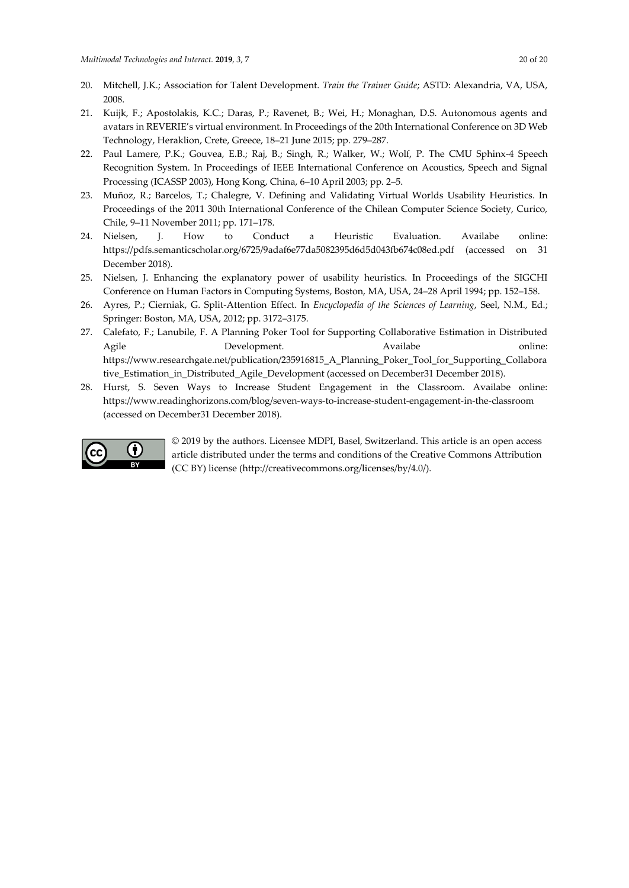20. Mitchell, J.K.; Association for Talent Development. *Train the Trainer Guide*; ASTD: Alexandria, VA, USA, 2008.
21. Kuijk, F.; Apostolakis, K.C.; Daras, P.; Ravenet, B.; Wei, H.; Monaghan, D.S. Autonomous agents and avatars in REVERIE's virtual environment. In Proceedings of the 20th International Conference on 3D Web Technology, Heraklion, Crete, Greece, 18–21 June 2015; pp. 279–287.
22. Paul Lamere, P.K.; Gouvea, E.B.; Raj, B.; Singh, R.; Walker, W.; Wolf, P. The CMU Sphinx-4 Speech Recognition System. In Proceedings of IEEE International Conference on Acoustics, Speech and Signal Processing (ICASSP 2003), Hong Kong, China, 6–10 April 2003; pp. 2–5.
23. Muñoz, R.; Barcelos, T.; Chalegre, V. Defining and Validating Virtual Worlds Usability Heuristics. In Proceedings of the 2011 30th International Conference of the Chilean Computer Science Society, Curico, Chile, 9–11 November 2011; pp. 171–178.
24. Nielsen, J. How to Conduct a Heuristic Evaluation. Availabe online: https://pdfs.semanticscholar.org/6725/9adaf6e77da5082395d6d5d043fb674c08ed.pdf (accessed on 31 December 2018).
25. Nielsen, J. Enhancing the explanatory power of usability heuristics. In Proceedings of the SIGCHI Conference on Human Factors in Computing Systems, Boston, MA, USA, 24–28 April 1994; pp. 152–158.
26. Ayres, P.; Cierniak, G. Split-Attention Effect. In *Encyclopedia of the Sciences of Learning*, Seel, N.M., Ed.; Springer: Boston, MA, USA, 2012; pp. 3172–3175.
27. Calefato, F.; Lanubile, F. A Planning Poker Tool for Supporting Collaborative Estimation in Distributed Agile Development. Availabe online: https://www.researchgate.net/publication/235916815_A_Planning_Poker_Tool_for_Supporting_Collaborative_Estimation_in_Distributed_Agile_Development (accessed on December31 December 2018).
28. Hurst, S. Seven Ways to Increase Student Engagement in the Classroom. Availabe online: https://www.readinghorizons.com/blog/seven-ways-to-increase-student-engagement-in-the-classroom (accessed on December31 December 2018).

© 2019 by the authors. Licensee MDPI, Basel, Switzerland. This article is an open access article distributed under the terms and conditions of the Creative Commons Attribution (CC BY) license (http://creativecommons.org/licenses/by/4.0/).